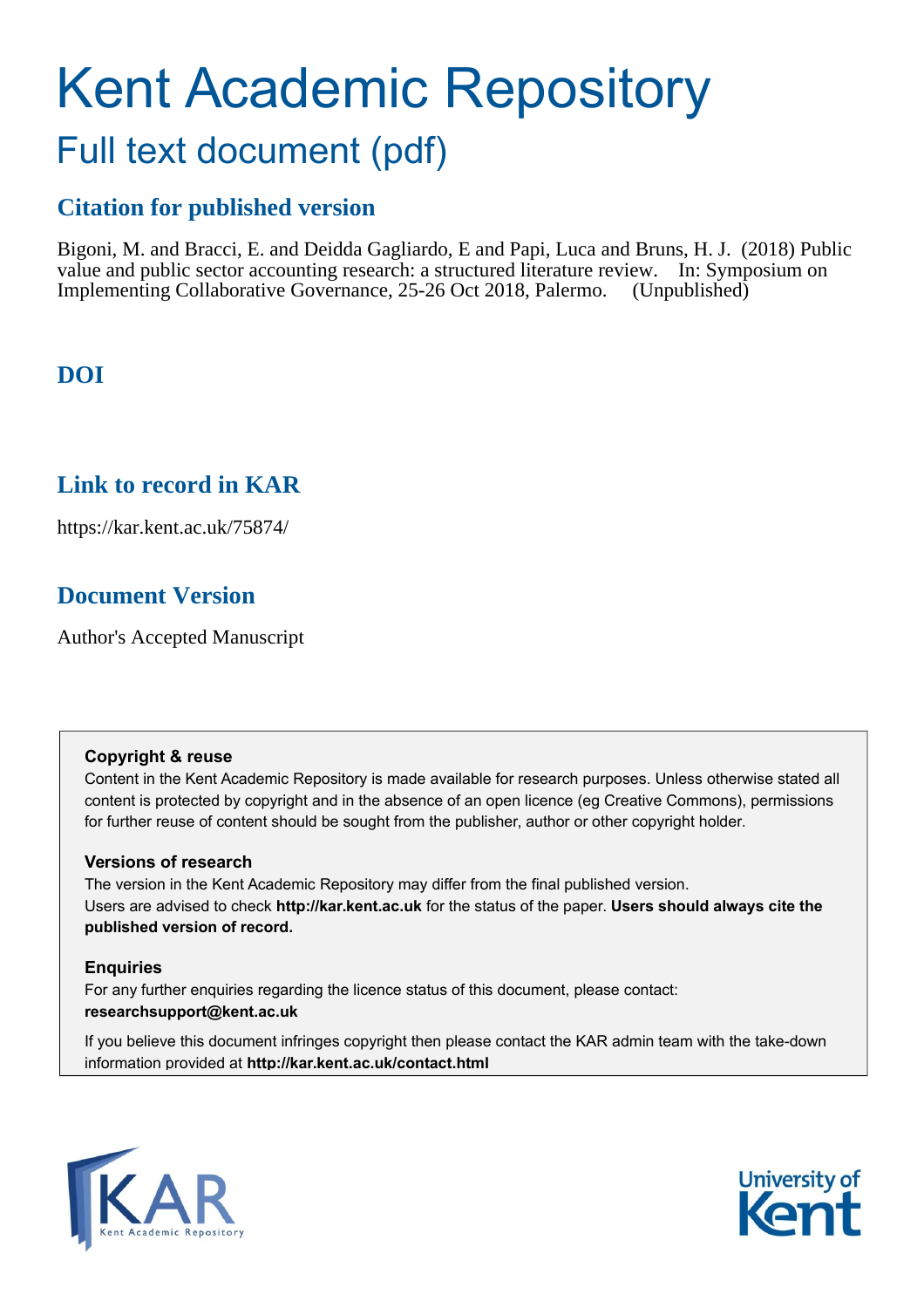# Kent Academic Repository

## Full text document (pdf)

### Citation for published version

Bigoni, M. and Bracci, E. and Deidda Gagliardo, E and Papi, Luca and Bruns, H. J. (2018) Public value and public sector accounting research: a structured literature review. In: Symposium on Implementing Collaborative Governance, 25-26 Oct 2018, Palermo. (Unpublished)

### DOI

### Link to record in KAR

https://kar.kent.ac.uk/75874/

### Document Version

Author's Accepted Manuscript

**Copyright & reuse**

Content in the Kent Academic Repository is made available for research purposes. Unless otherwise stated all content is protected by copyright and in the absence of an open licence (eg Creative Commons), permissions for further reuse of content should be sought from the publisher, author or other copyright holder.

**Versions of research**

The version in the Kent Academic Repository may differ from the final published version. Users are advised to check **http://kar.kent.ac.uk** for the status of the paper. **Users should always cite the published version of record.**

**Enquiries**

For any further enquiries regarding the licence status of this document, please contact: **researchsupport@kent.ac.uk**

If you believe this document infringes copyright then please contact the KAR admin team with the take-down information provided at **http://kar.kent.ac.uk/contact.html**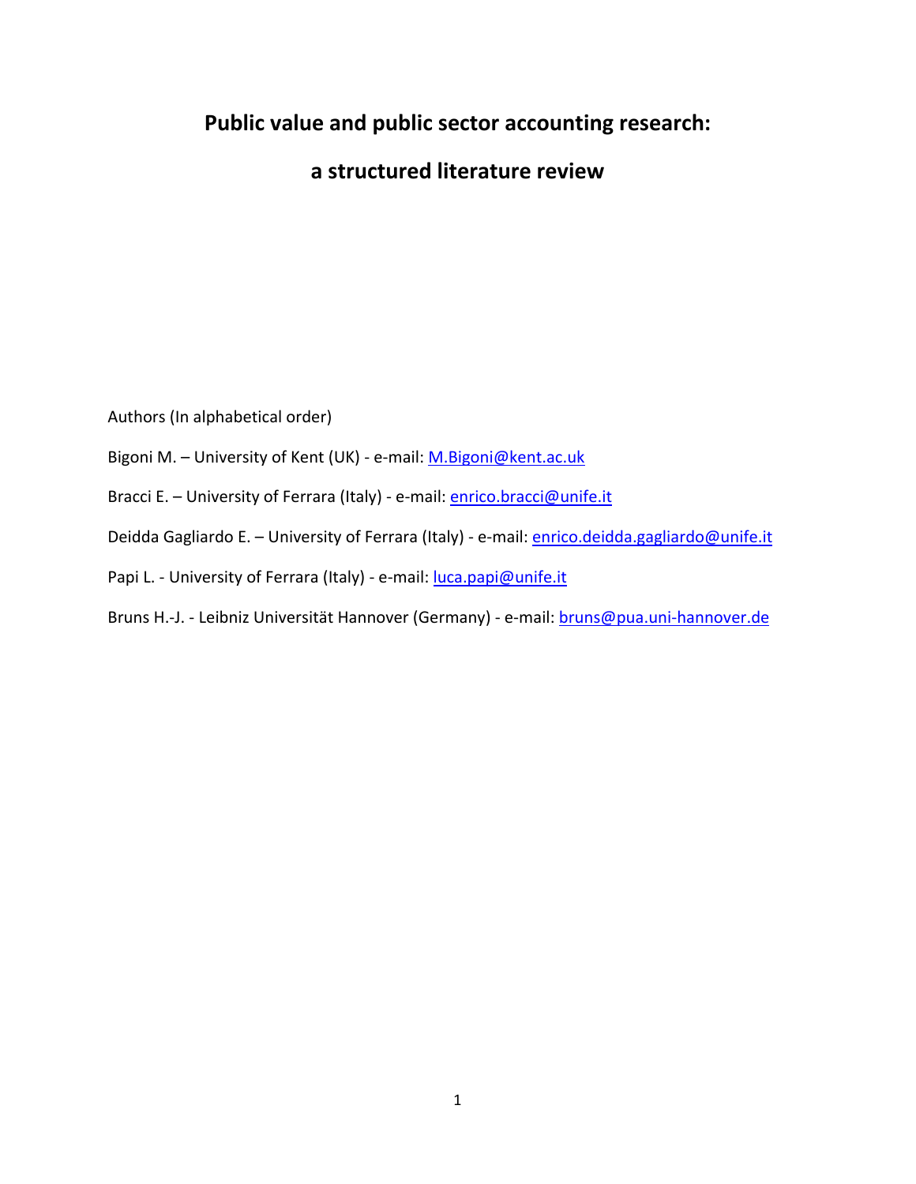# Public value and public sector accounting research:

# a structured literature review

Authors (In alphabetical order)

Bigoni M. – University of Kent (UK) - e-mail: M.Bigoni@kent.ac.uk

Bracci E. – University of Ferrara (Italy) - e-mail: enrico.bracci@unife.it

Deidda Gagliardo E. – University of Ferrara (Italy) - e-mail: enrico.deidda.gagliardo@unife.it

Papi L. - University of Ferrara (Italy) - e-mail: luca.papi@unife.it

Bruns H.-J. - Leibniz Universität Hannover (Germany) - e-mail: bruns@pua.uni-hannover.de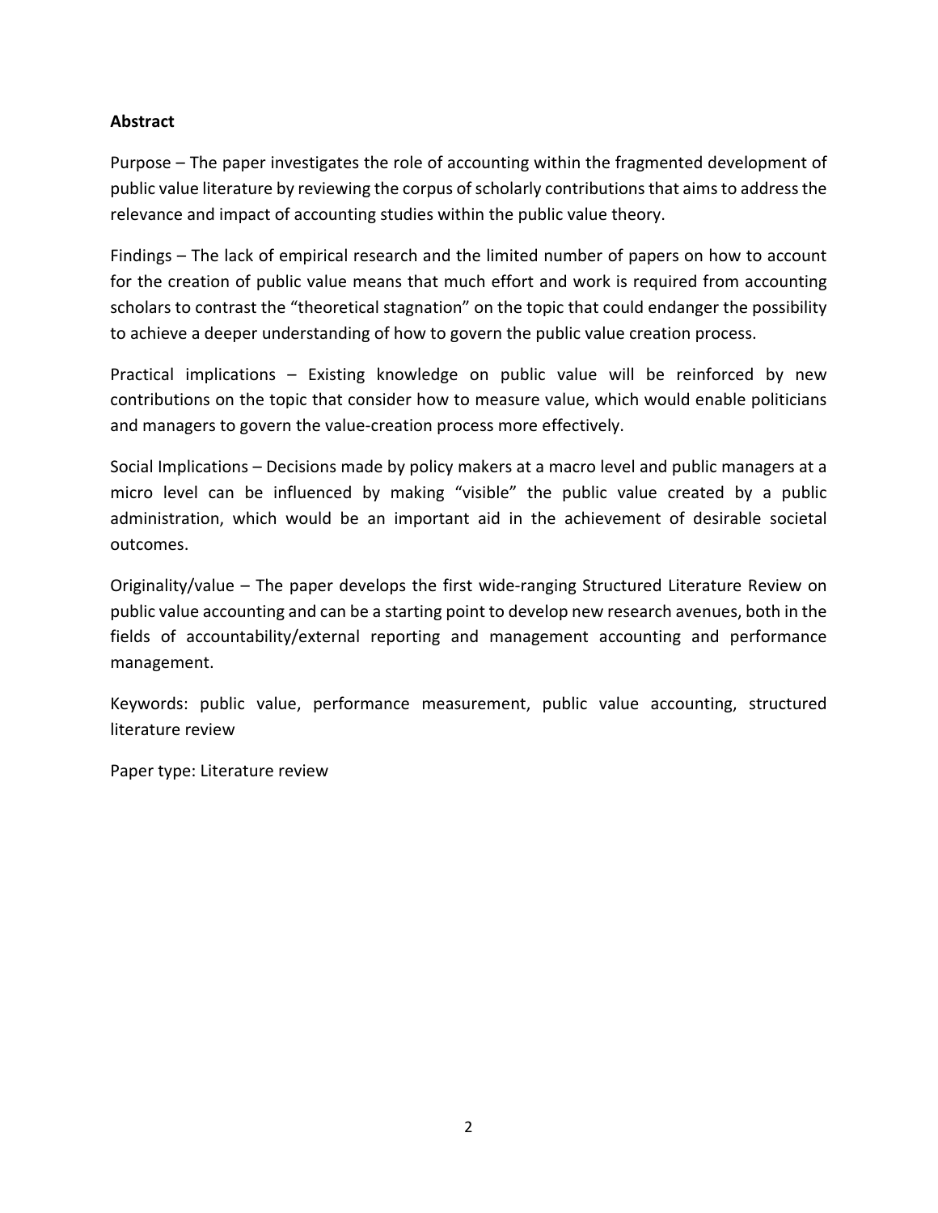**Abstract**

Purpose – The paper investigates the role of accounting within the fragmented development of public value literature by reviewing the corpus of scholarly contributions that aims to address the relevance and impact of accounting studies within the public value theory.

Findings – The lack of empirical research and the limited number of papers on how to account for the creation of public value means that much effort and work is required from accounting scholars to contrast the "theoretical stagnation" on the topic that could endanger the possibility to achieve a deeper understanding of how to govern the public value creation process.

Practical implications – Existing knowledge on public value will be reinforced by new contributions on the topic that consider how to measure value, which would enable politicians and managers to govern the value-creation process more effectively.

Social Implications – Decisions made by policy makers at a macro level and public managers at a micro level can be influenced by making "visible" the public value created by a public administration, which would be an important aid in the achievement of desirable societal outcomes.

Originality/value – The paper develops the first wide-ranging Structured Literature Review on public value accounting and can be a starting point to develop new research avenues, both in the fields of accountability/external reporting and management accounting and performance management.

Keywords: public value, performance measurement, public value accounting, structured literature review

Paper type: Literature review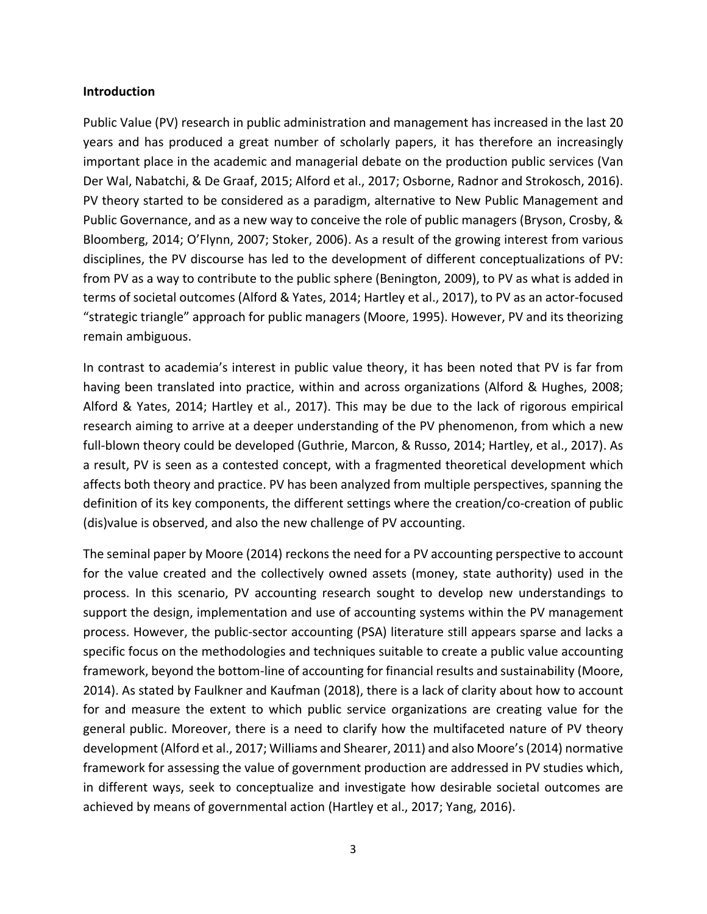**Introduction**

Public Value (PV) research in public administration and management has increased in the last 20 years and has produced a great number of scholarly papers, it has therefore an increasingly important place in the academic and managerial debate on the production public services (Van Der Wal, Nabatchi, & De Graaf, 2015; Alford et al., 2017; Osborne, Radnor and Strokosch, 2016). PV theory started to be considered as a paradigm, alternative to New Public Management and Public Governance, and as a new way to conceive the role of public managers (Bryson, Crosby, & Bloomberg, 2014; O'Flynn, 2007; Stoker, 2006). As a result of the growing interest from various disciplines, the PV discourse has led to the development of different conceptualizations of PV: from PV as a way to contribute to the public sphere (Benington, 2009), to PV as what is added in terms of societal outcomes (Alford & Yates, 2014; Hartley et al., 2017), to PV as an actor-focused "strategic triangle" approach for public managers (Moore, 1995). However, PV and its theorizing remain ambiguous.

In contrast to academia's interest in public value theory, it has been noted that PV is far from having been translated into practice, within and across organizations (Alford & Hughes, 2008; Alford & Yates, 2014; Hartley et al., 2017). This may be due to the lack of rigorous empirical research aiming to arrive at a deeper understanding of the PV phenomenon, from which a new full-blown theory could be developed (Guthrie, Marcon, & Russo, 2014; Hartley, et al., 2017). As a result, PV is seen as a contested concept, with a fragmented theoretical development which affects both theory and practice. PV has been analyzed from multiple perspectives, spanning the definition of its key components, the different settings where the creation/co-creation of public (dis)value is observed, and also the new challenge of PV accounting.

The seminal paper by Moore (2014) reckons the need for a PV accounting perspective to account for the value created and the collectively owned assets (money, state authority) used in the process. In this scenario, PV accounting research sought to develop new understandings to support the design, implementation and use of accounting systems within the PV management process. However, the public-sector accounting (PSA) literature still appears sparse and lacks a specific focus on the methodologies and techniques suitable to create a public value accounting framework, beyond the bottom-line of accounting for financial results and sustainability (Moore, 2014). As stated by Faulkner and Kaufman (2018), there is a lack of clarity about how to account for and measure the extent to which public service organizations are creating value for the general public. Moreover, there is a need to clarify how the multifaceted nature of PV theory development (Alford et al., 2017; Williams and Shearer, 2011) and also Moore's (2014) normative framework for assessing the value of government production are addressed in PV studies which, in different ways, seek to conceptualize and investigate how desirable societal outcomes are achieved by means of governmental action (Hartley et al., 2017; Yang, 2016).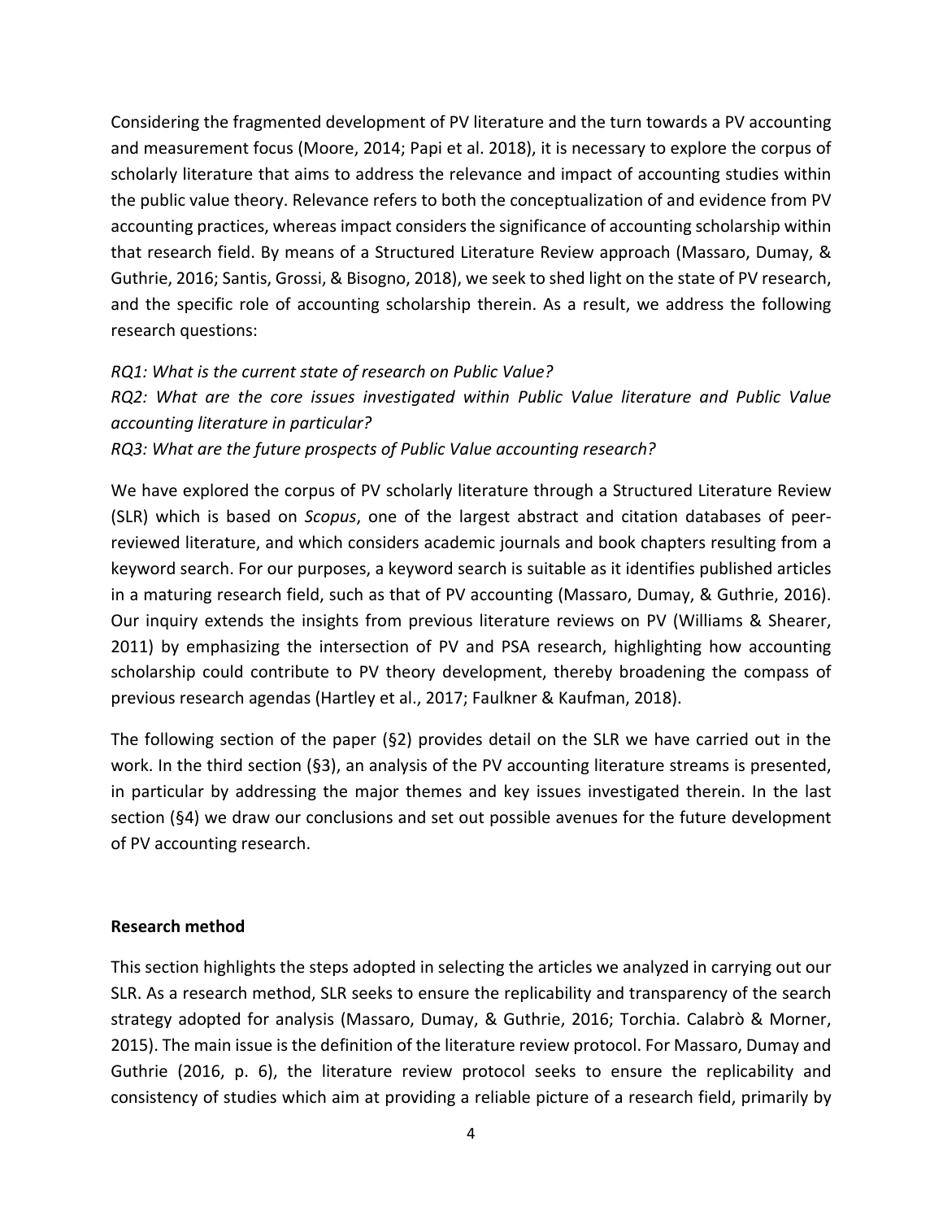Considering the fragmented development of PV literature and the turn towards a PV accounting and measurement focus (Moore, 2014; Papi et al. 2018), it is necessary to explore the corpus of scholarly literature that aims to address the relevance and impact of accounting studies within the public value theory. Relevance refers to both the conceptualization of and evidence from PV accounting practices, whereas impact considers the significance of accounting scholarship within that research field. By means of a Structured Literature Review approach (Massaro, Dumay, & Guthrie, 2016; Santis, Grossi, & Bisogno, 2018), we seek to shed light on the state of PV research, and the specific role of accounting scholarship therein. As a result, we address the following research questions:

*RQ1: What is the current state of research on Public Value?*
*RQ2: What are the core issues investigated within Public Value literature and Public Value accounting literature in particular?*
*RQ3: What are the future prospects of Public Value accounting research?*

We have explored the corpus of PV scholarly literature through a Structured Literature Review (SLR) which is based on *Scopus*, one of the largest abstract and citation databases of peer-reviewed literature, and which considers academic journals and book chapters resulting from a keyword search. For our purposes, a keyword search is suitable as it identifies published articles in a maturing research field, such as that of PV accounting (Massaro, Dumay, & Guthrie, 2016). Our inquiry extends the insights from previous literature reviews on PV (Williams & Shearer, 2011) by emphasizing the intersection of PV and PSA research, highlighting how accounting scholarship could contribute to PV theory development, thereby broadening the compass of previous research agendas (Hartley et al., 2017; Faulkner & Kaufman, 2018).

The following section of the paper (§2) provides detail on the SLR we have carried out in the work. In the third section (§3), an analysis of the PV accounting literature streams is presented, in particular by addressing the major themes and key issues investigated therein. In the last section (§4) we draw our conclusions and set out possible avenues for the future development of PV accounting research.

**Research method**

This section highlights the steps adopted in selecting the articles we analyzed in carrying out our SLR. As a research method, SLR seeks to ensure the replicability and transparency of the search strategy adopted for analysis (Massaro, Dumay, & Guthrie, 2016; Torchia. Calabrò & Morner, 2015). The main issue is the definition of the literature review protocol. For Massaro, Dumay and Guthrie (2016, p. 6), the literature review protocol seeks to ensure the replicability and consistency of studies which aim at providing a reliable picture of a research field, primarily by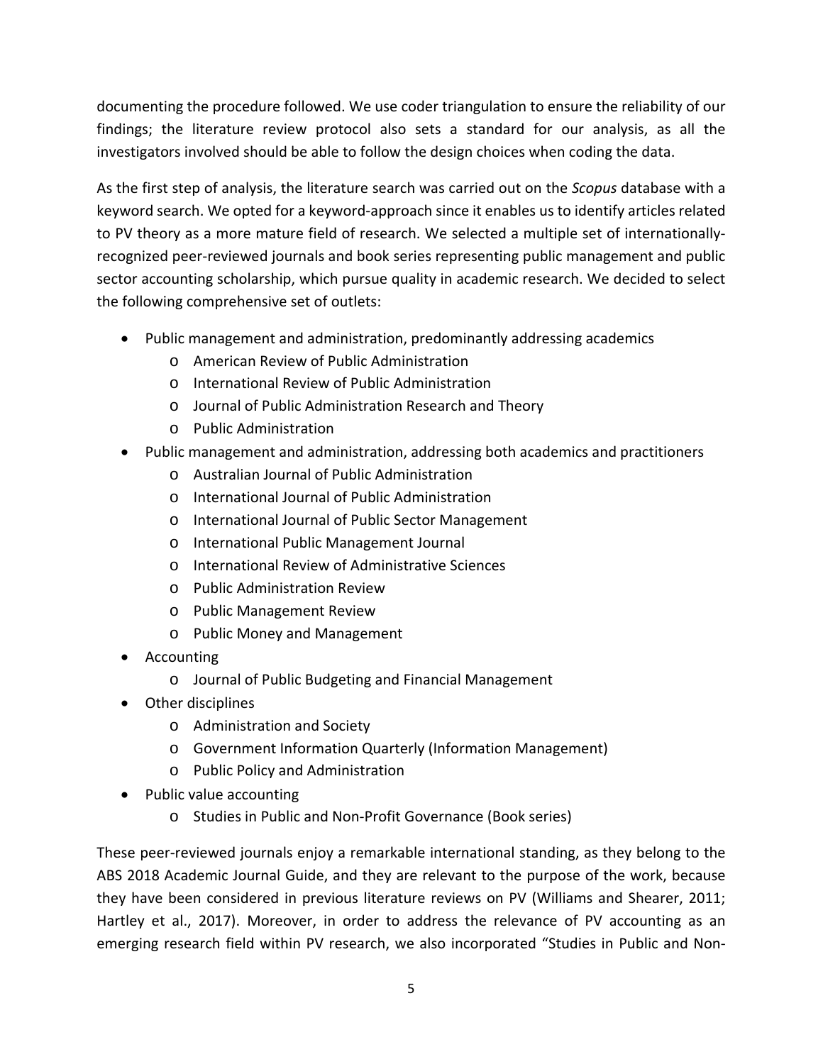documenting the procedure followed. We use coder triangulation to ensure the reliability of our findings; the literature review protocol also sets a standard for our analysis, as all the investigators involved should be able to follow the design choices when coding the data.

As the first step of analysis, the literature search was carried out on the *Scopus* database with a keyword search. We opted for a keyword-approach since it enables us to identify articles related to PV theory as a more mature field of research. We selected a multiple set of internationally-recognized peer-reviewed journals and book series representing public management and public sector accounting scholarship, which pursue quality in academic research. We decided to select the following comprehensive set of outlets:

- Public management and administration, predominantly addressing academics
  - American Review of Public Administration
  - International Review of Public Administration
  - Journal of Public Administration Research and Theory
  - Public Administration
- Public management and administration, addressing both academics and practitioners
  - Australian Journal of Public Administration
  - International Journal of Public Administration
  - International Journal of Public Sector Management
  - International Public Management Journal
  - International Review of Administrative Sciences
  - Public Administration Review
  - Public Management Review
  - Public Money and Management
- Accounting
  - Journal of Public Budgeting and Financial Management
- Other disciplines
  - Administration and Society
  - Government Information Quarterly (Information Management)
  - Public Policy and Administration
- Public value accounting
  - Studies in Public and Non-Profit Governance (Book series)

These peer-reviewed journals enjoy a remarkable international standing, as they belong to the ABS 2018 Academic Journal Guide, and they are relevant to the purpose of the work, because they have been considered in previous literature reviews on PV (Williams and Shearer, 2011; Hartley et al., 2017). Moreover, in order to address the relevance of PV accounting as an emerging research field within PV research, we also incorporated "Studies in Public and Non-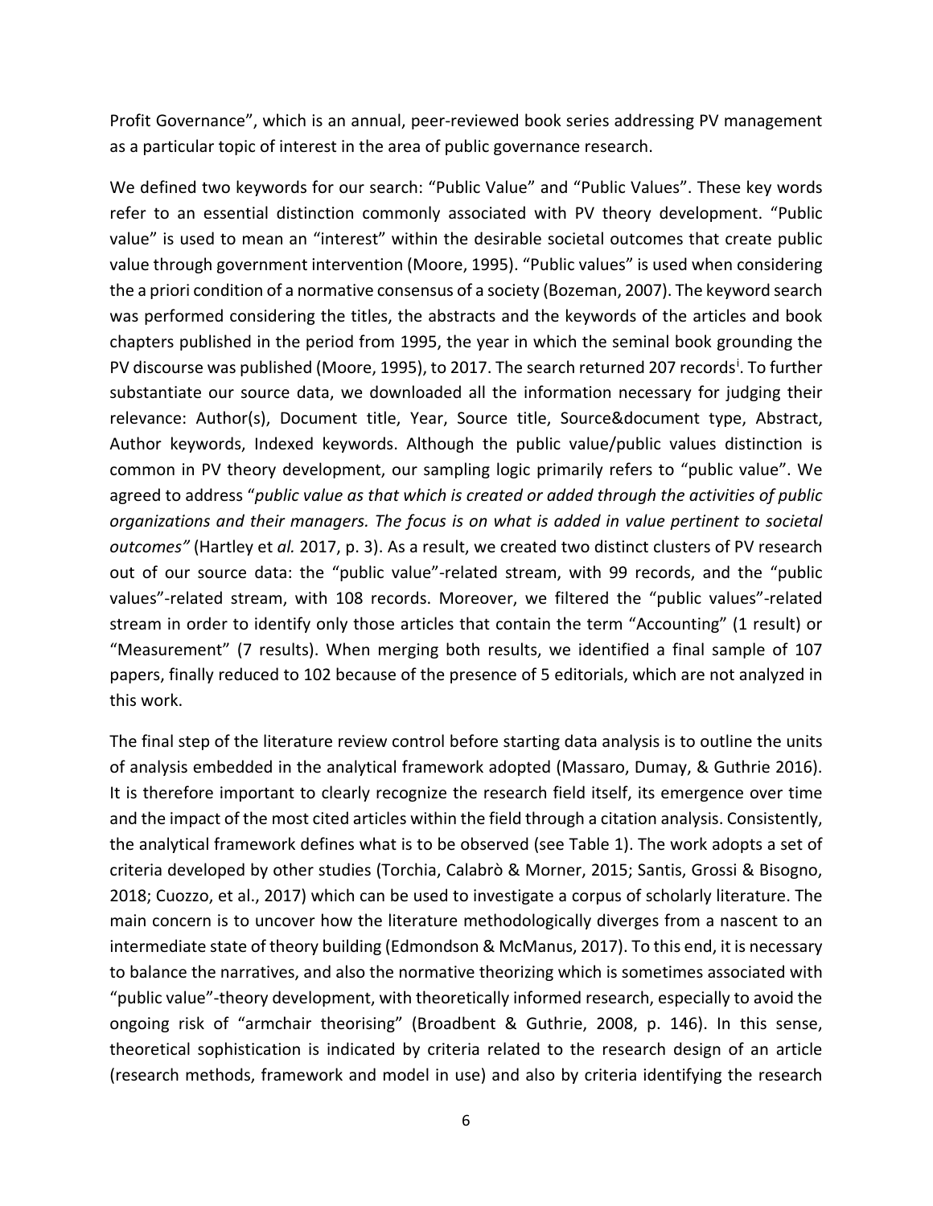Profit Governance", which is an annual, peer-reviewed book series addressing PV management as a particular topic of interest in the area of public governance research.

We defined two keywords for our search: "Public Value" and "Public Values". These key words refer to an essential distinction commonly associated with PV theory development. "Public value" is used to mean an "interest" within the desirable societal outcomes that create public value through government intervention (Moore, 1995). "Public values" is used when considering the a priori condition of a normative consensus of a society (Bozeman, 2007). The keyword search was performed considering the titles, the abstracts and the keywords of the articles and book chapters published in the period from 1995, the year in which the seminal book grounding the PV discourse was published (Moore, 1995), to 2017. The search returned 207 records[i]. To further substantiate our source data, we downloaded all the information necessary for judging their relevance: Author(s), Document title, Year, Source title, Source&document type, Abstract, Author keywords, Indexed keywords. Although the public value/public values distinction is common in PV theory development, our sampling logic primarily refers to "public value". We agreed to address "*public value as that which is created or added through the activities of public organizations and their managers. The focus is on what is added in value pertinent to societal outcomes"* (Hartley et *al.* 2017, p. 3). As a result, we created two distinct clusters of PV research out of our source data: the "public value"-related stream, with 99 records, and the "public values"-related stream, with 108 records. Moreover, we filtered the "public values"-related stream in order to identify only those articles that contain the term "Accounting" (1 result) or "Measurement" (7 results). When merging both results, we identified a final sample of 107 papers, finally reduced to 102 because of the presence of 5 editorials, which are not analyzed in this work.

The final step of the literature review control before starting data analysis is to outline the units of analysis embedded in the analytical framework adopted (Massaro, Dumay, & Guthrie 2016). It is therefore important to clearly recognize the research field itself, its emergence over time and the impact of the most cited articles within the field through a citation analysis. Consistently, the analytical framework defines what is to be observed (see Table 1). The work adopts a set of criteria developed by other studies (Torchia, Calabrò & Morner, 2015; Santis, Grossi & Bisogno, 2018; Cuozzo, et al., 2017) which can be used to investigate a corpus of scholarly literature. The main concern is to uncover how the literature methodologically diverges from a nascent to an intermediate state of theory building (Edmondson & McManus, 2017). To this end, it is necessary to balance the narratives, and also the normative theorizing which is sometimes associated with "public value"-theory development, with theoretically informed research, especially to avoid the ongoing risk of "armchair theorising" (Broadbent & Guthrie, 2008, p. 146). In this sense, theoretical sophistication is indicated by criteria related to the research design of an article (research methods, framework and model in use) and also by criteria identifying the research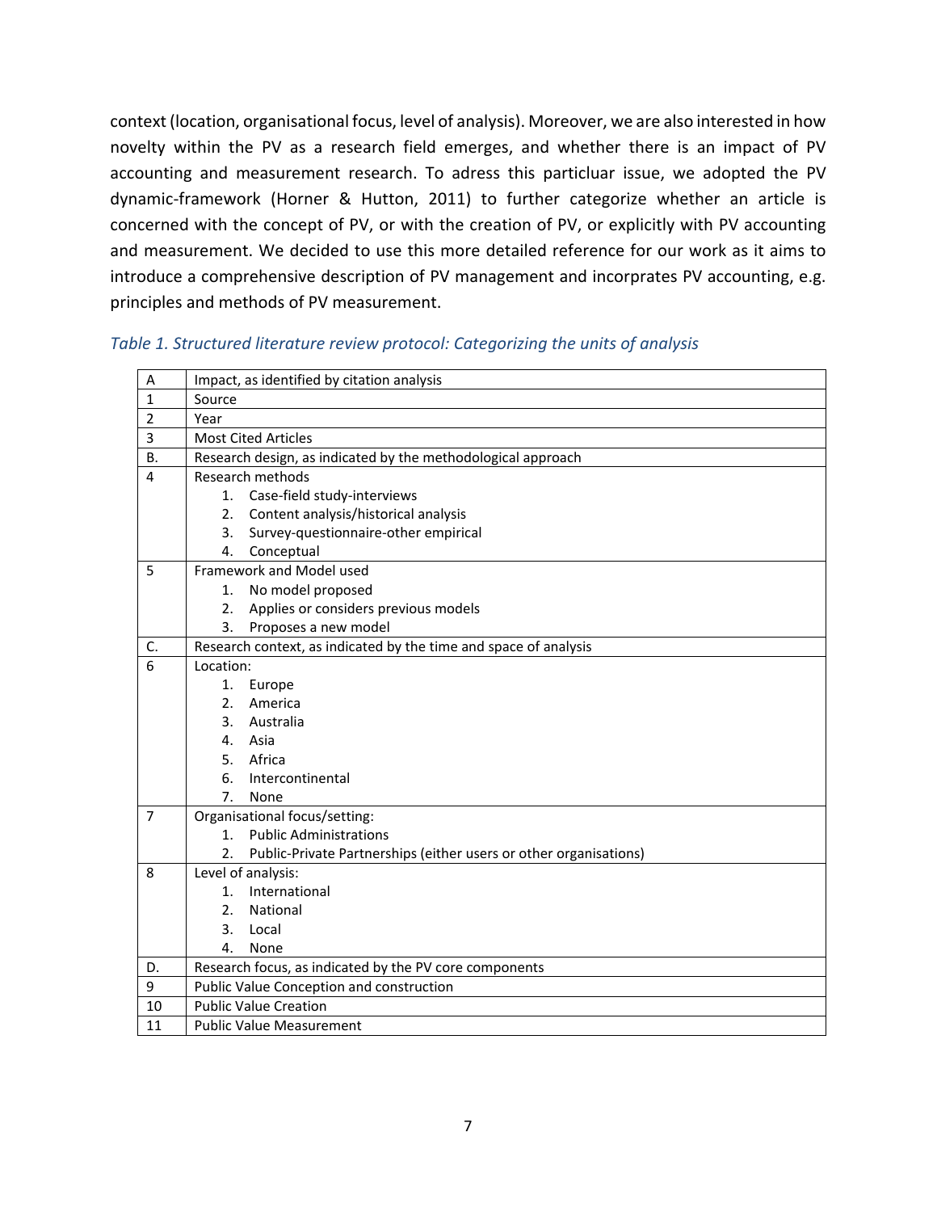context (location, organisational focus, level of analysis). Moreover, we are also interested in how novelty within the PV as a research field emerges, and whether there is an impact of PV accounting and measurement research. To adress this particluar issue, we adopted the PV dynamic-framework (Horner & Hutton, 2011) to further categorize whether an article is concerned with the concept of PV, or with the creation of PV, or explicitly with PV accounting and measurement. We decided to use this more detailed reference for our work as it aims to introduce a comprehensive description of PV management and incorprates PV accounting, e.g. principles and methods of PV measurement.

*Table 1. Structured literature review protocol: Categorizing the units of analysis*

| A | Impact, as identified by citation analysis |
|---|---|
| 1 | Source |
| 2 | Year |
| 3 | Most Cited Articles |
| B. | Research design, as indicated by the methodological approach |
| 4 | Research methods<br>1. Case-field study-interviews<br>2. Content analysis/historical analysis<br>3. Survey-questionnaire-other empirical<br>4. Conceptual |
| 5 | Framework and Model used<br>1. No model proposed<br>2. Applies or considers previous models<br>3. Proposes a new model |
| C. | Research context, as indicated by the time and space of analysis |
| 6 | Location:<br>1. Europe<br>2. America<br>3. Australia<br>4. Asia<br>5. Africa<br>6. Intercontinental<br>7. None |
| 7 | Organisational focus/setting:<br>1. Public Administrations<br>2. Public-Private Partnerships (either users or other organisations) |
| 8 | Level of analysis:<br>1. International<br>2. National<br>3. Local<br>4. None |
| D. | Research focus, as indicated by the PV core components |
| 9 | Public Value Conception and construction |
| 10 | Public Value Creation |
| 11 | Public Value Measurement |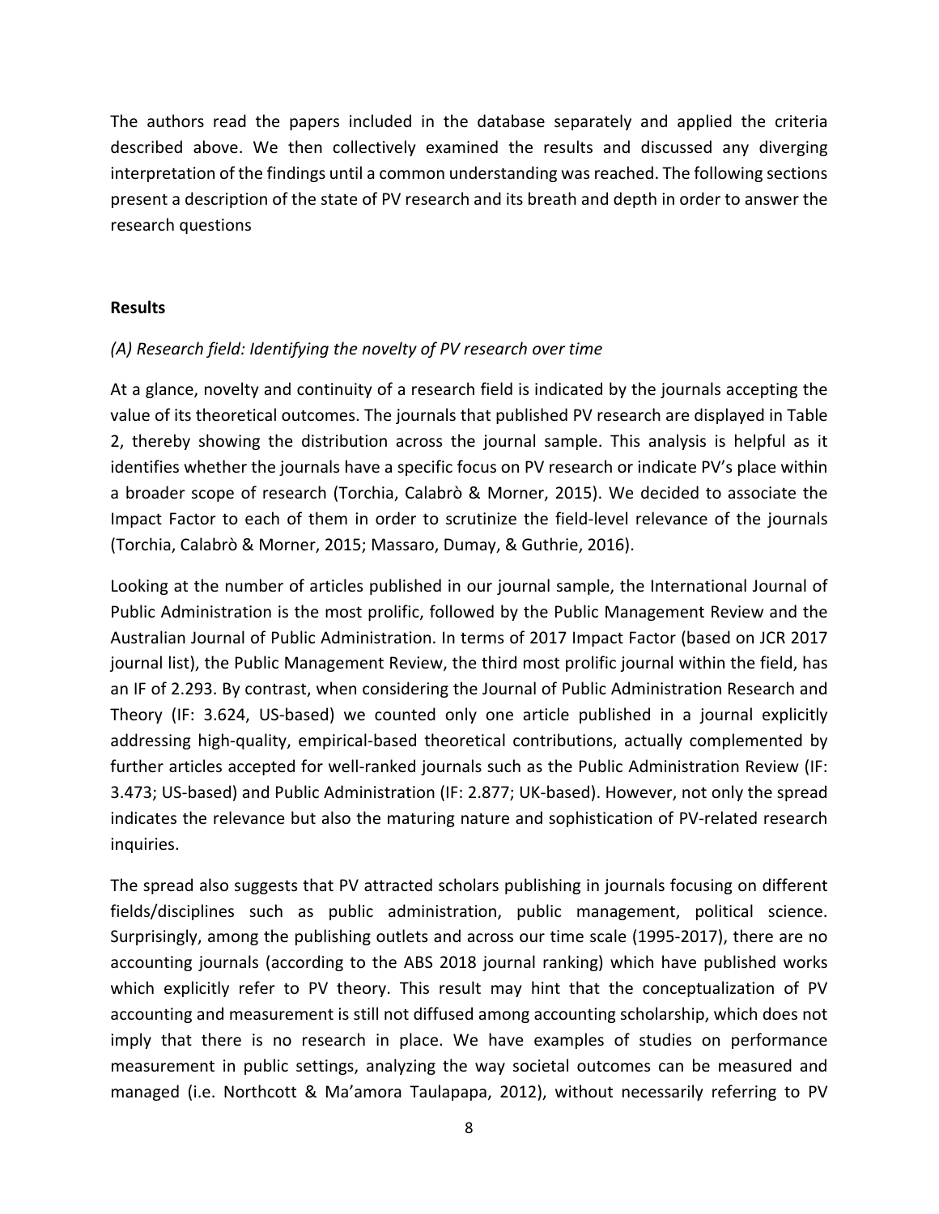The authors read the papers included in the database separately and applied the criteria described above. We then collectively examined the results and discussed any diverging interpretation of the findings until a common understanding was reached. The following sections present a description of the state of PV research and its breath and depth in order to answer the research questions

**Results**

*(A) Research field: Identifying the novelty of PV research over time*

At a glance, novelty and continuity of a research field is indicated by the journals accepting the value of its theoretical outcomes. The journals that published PV research are displayed in Table 2, thereby showing the distribution across the journal sample. This analysis is helpful as it identifies whether the journals have a specific focus on PV research or indicate PV's place within a broader scope of research (Torchia, Calabrò & Morner, 2015). We decided to associate the Impact Factor to each of them in order to scrutinize the field-level relevance of the journals (Torchia, Calabrò & Morner, 2015; Massaro, Dumay, & Guthrie, 2016).

Looking at the number of articles published in our journal sample, the International Journal of Public Administration is the most prolific, followed by the Public Management Review and the Australian Journal of Public Administration. In terms of 2017 Impact Factor (based on JCR 2017 journal list), the Public Management Review, the third most prolific journal within the field, has an IF of 2.293. By contrast, when considering the Journal of Public Administration Research and Theory (IF: 3.624, US-based) we counted only one article published in a journal explicitly addressing high-quality, empirical-based theoretical contributions, actually complemented by further articles accepted for well-ranked journals such as the Public Administration Review (IF: 3.473; US-based) and Public Administration (IF: 2.877; UK-based). However, not only the spread indicates the relevance but also the maturing nature and sophistication of PV-related research inquiries.

The spread also suggests that PV attracted scholars publishing in journals focusing on different fields/disciplines such as public administration, public management, political science. Surprisingly, among the publishing outlets and across our time scale (1995-2017), there are no accounting journals (according to the ABS 2018 journal ranking) which have published works which explicitly refer to PV theory. This result may hint that the conceptualization of PV accounting and measurement is still not diffused among accounting scholarship, which does not imply that there is no research in place. We have examples of studies on performance measurement in public settings, analyzing the way societal outcomes can be measured and managed (i.e. Northcott & Ma'amora Taulapapa, 2012), without necessarily referring to PV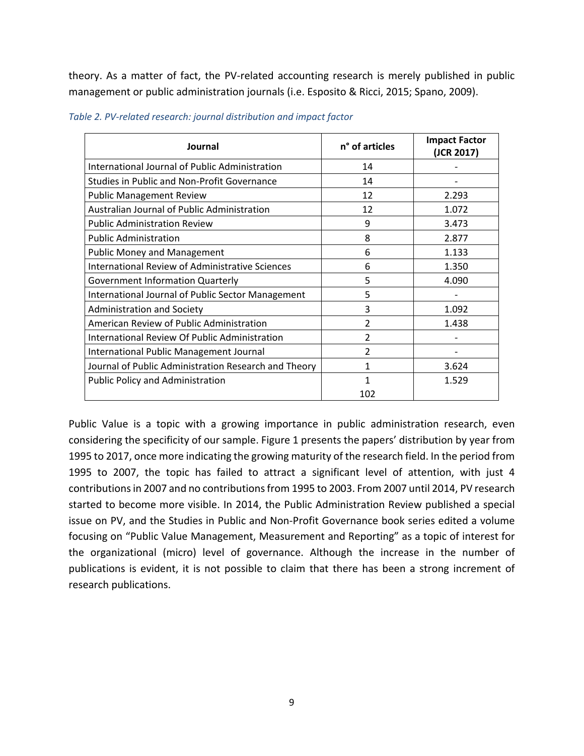theory. As a matter of fact, the PV-related accounting research is merely published in public management or public administration journals (i.e. Esposito & Ricci, 2015; Spano, 2009).

*Table 2. PV-related research: journal distribution and impact factor*

| Journal | n° of articles | Impact Factor (JCR 2017) |
|---|---|---|
| International Journal of Public Administration | 14 | - |
| Studies in Public and Non-Profit Governance | 14 | - |
| Public Management Review | 12 | 2.293 |
| Australian Journal of Public Administration | 12 | 1.072 |
| Public Administration Review | 9 | 3.473 |
| Public Administration | 8 | 2.877 |
| Public Money and Management | 6 | 1.133 |
| International Review of Administrative Sciences | 6 | 1.350 |
| Government Information Quarterly | 5 | 4.090 |
| International Journal of Public Sector Management | 5 | - |
| Administration and Society | 3 | 1.092 |
| American Review of Public Administration | 2 | 1.438 |
| International Review Of Public Administration | 2 | - |
| International Public Management Journal | 2 | - |
| Journal of Public Administration Research and Theory | 1 | 3.624 |
| Public Policy and Administration | 1 | 1.529 |
| | 102 | |

Public Value is a topic with a growing importance in public administration research, even considering the specificity of our sample. Figure 1 presents the papers' distribution by year from 1995 to 2017, once more indicating the growing maturity of the research field. In the period from 1995 to 2007, the topic has failed to attract a significant level of attention, with just 4 contributions in 2007 and no contributions from 1995 to 2003. From 2007 until 2014, PV research started to become more visible. In 2014, the Public Administration Review published a special issue on PV, and the Studies in Public and Non-Profit Governance book series edited a volume focusing on "Public Value Management, Measurement and Reporting" as a topic of interest for the organizational (micro) level of governance. Although the increase in the number of publications is evident, it is not possible to claim that there has been a strong increment of research publications.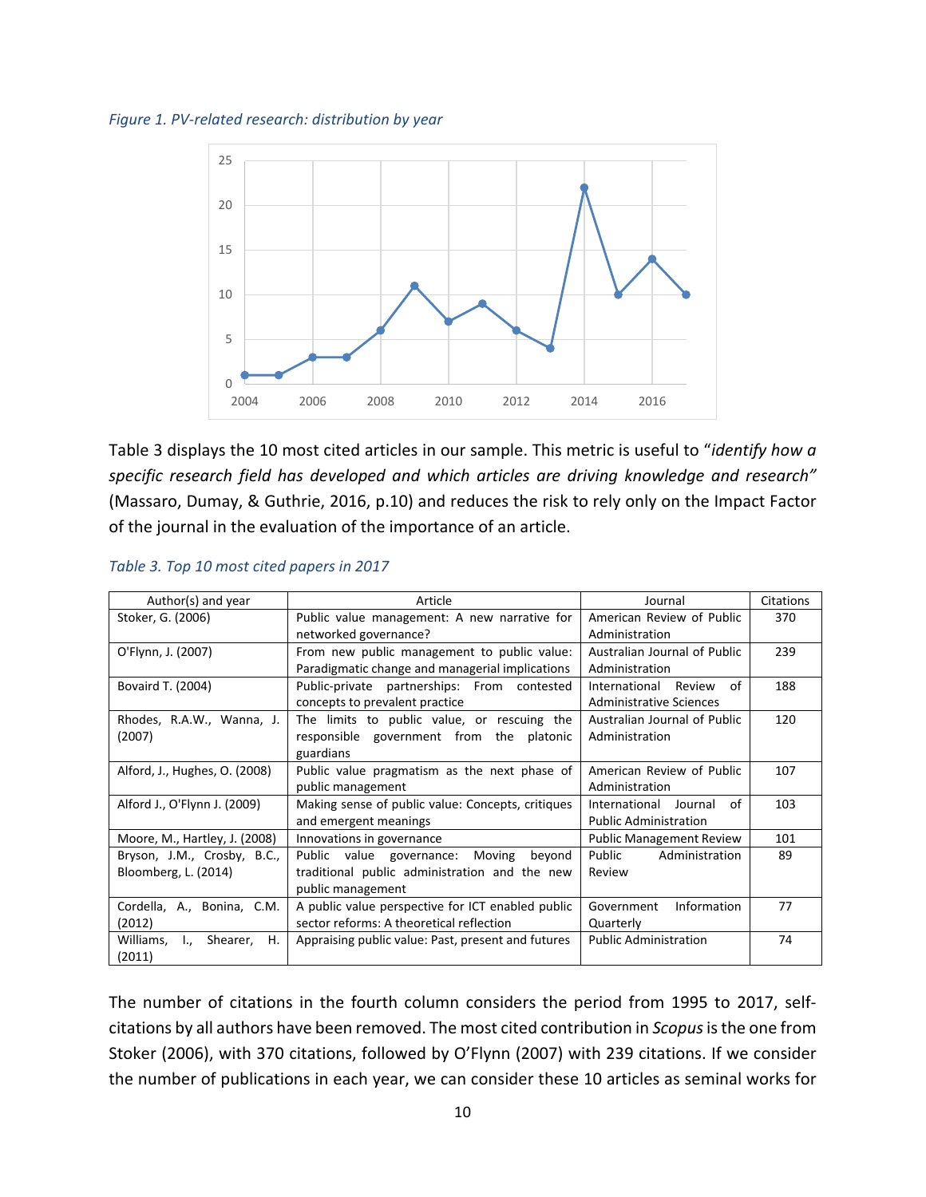*Figure 1. PV-related research: distribution by year*

Table 3 displays the 10 most cited articles in our sample. This metric is useful to "*identify how a specific research field has developed and which articles are driving knowledge and research"* (Massaro, Dumay, & Guthrie, 2016, p.10) and reduces the risk to rely only on the Impact Factor of the journal in the evaluation of the importance of an article.

*Table 3. Top 10 most cited papers in 2017*

| Author(s) and year | Article | Journal | Citations |
|---|---|---|---|
| Stoker, G. (2006) | Public value management: A new narrative for networked governance? | American Review of Public Administration | 370 |
| O'Flynn, J. (2007) | From new public management to public value: Paradigmatic change and managerial implications | Australian Journal of Public Administration | 239 |
| Bovaird T. (2004) | Public-private partnerships: From contested concepts to prevalent practice | International Review of Administrative Sciences | 188 |
| Rhodes, R.A.W., Wanna, J. (2007) | The limits to public value, or rescuing the responsible government from the platonic guardians | Australian Journal of Public Administration | 120 |
| Alford, J., Hughes, O. (2008) | Public value pragmatism as the next phase of public management | American Review of Public Administration | 107 |
| Alford J., O'Flynn J. (2009) | Making sense of public value: Concepts, critiques and emergent meanings | International Journal of Public Administration | 103 |
| Moore, M., Hartley, J. (2008) | Innovations in governance | Public Management Review | 101 |
| Bryson, J.M., Crosby, B.C., Bloomberg, L. (2014) | Public value governance: Moving beyond traditional public administration and the new public management | Public Administration Review | 89 |
| Cordella, A., Bonina, C.M. (2012) | A public value perspective for ICT enabled public sector reforms: A theoretical reflection | Government Information Quarterly | 77 |
| Williams, I., Shearer, H. (2011) | Appraising public value: Past, present and futures | Public Administration | 74 |

The number of citations in the fourth column considers the period from 1995 to 2017, self-citations by all authors have been removed. The most cited contribution in *Scopus* is the one from Stoker (2006), with 370 citations, followed by O'Flynn (2007) with 239 citations. If we consider the number of publications in each year, we can consider these 10 articles as seminal works for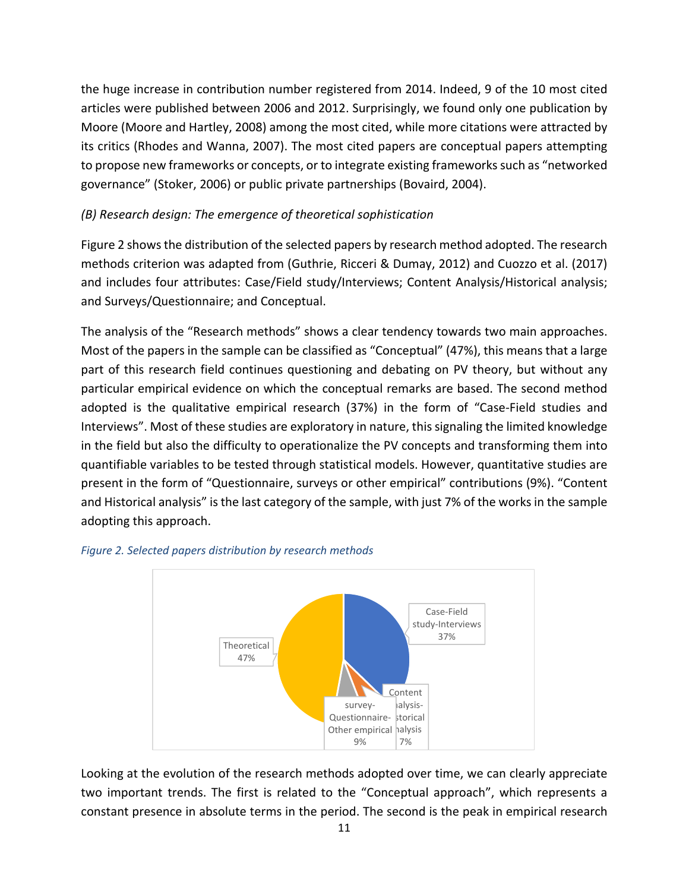the huge increase in contribution number registered from 2014. Indeed, 9 of the 10 most cited articles were published between 2006 and 2012. Surprisingly, we found only one publication by Moore (Moore and Hartley, 2008) among the most cited, while more citations were attracted by its critics (Rhodes and Wanna, 2007). The most cited papers are conceptual papers attempting to propose new frameworks or concepts, or to integrate existing frameworks such as "networked governance" (Stoker, 2006) or public private partnerships (Bovaird, 2004).

### *(B) Research design: The emergence of theoretical sophistication*

Figure 2 shows the distribution of the selected papers by research method adopted. The research methods criterion was adapted from (Guthrie, Ricceri & Dumay, 2012) and Cuozzo et al. (2017) and includes four attributes: Case/Field study/Interviews; Content Analysis/Historical analysis; and Surveys/Questionnaire; and Conceptual.

The analysis of the "Research methods" shows a clear tendency towards two main approaches. Most of the papers in the sample can be classified as "Conceptual" (47%), this means that a large part of this research field continues questioning and debating on PV theory, but without any particular empirical evidence on which the conceptual remarks are based. The second method adopted is the qualitative empirical research (37%) in the form of "Case-Field studies and Interviews". Most of these studies are exploratory in nature, this signaling the limited knowledge in the field but also the difficulty to operationalize the PV concepts and transforming them into quantifiable variables to be tested through statistical models. However, quantitative studies are present in the form of "Questionnaire, surveys or other empirical" contributions (9%). "Content and Historical analysis" is the last category of the sample, with just 7% of the works in the sample adopting this approach.

*Figure 2. Selected papers distribution by research methods*

Theoretical 47%; Case-Field study-Interviews 37%; survey-Questionnaire-Other empirical 9%; Content analysis-Historical analysis 7%

Looking at the evolution of the research methods adopted over time, we can clearly appreciate two important trends. The first is related to the "Conceptual approach", which represents a constant presence in absolute terms in the period. The second is the peak in empirical research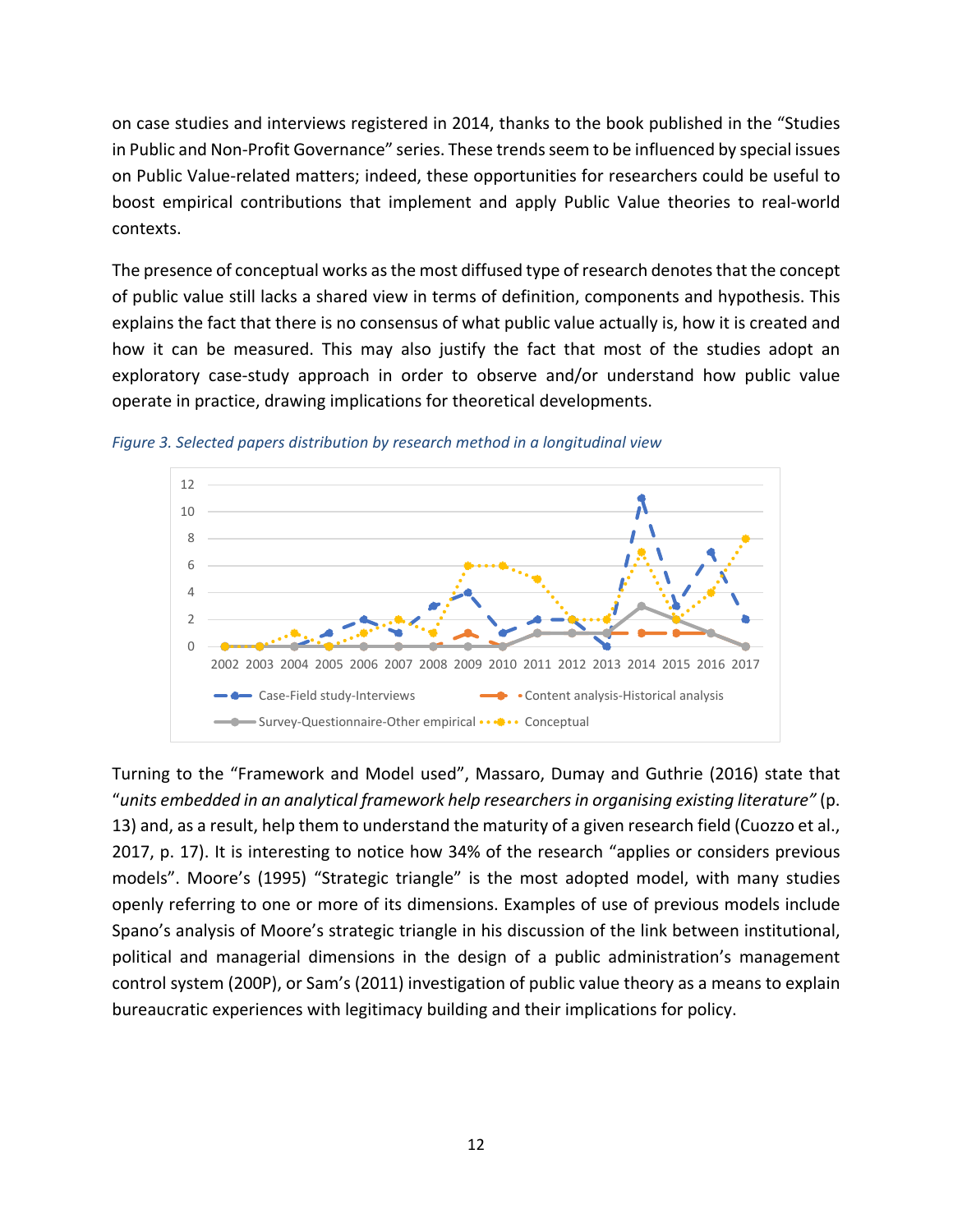on case studies and interviews registered in 2014, thanks to the book published in the "Studies in Public and Non-Profit Governance" series. These trends seem to be influenced by special issues on Public Value-related matters; indeed, these opportunities for researchers could be useful to boost empirical contributions that implement and apply Public Value theories to real-world contexts.

The presence of conceptual works as the most diffused type of research denotes that the concept of public value still lacks a shared view in terms of definition, components and hypothesis. This explains the fact that there is no consensus of what public value actually is, how it is created and how it can be measured. This may also justify the fact that most of the studies adopt an exploratory case-study approach in order to observe and/or understand how public value operate in practice, drawing implications for theoretical developments.

*Figure 3. Selected papers distribution by research method in a longitudinal view*

Turning to the "Framework and Model used", Massaro, Dumay and Guthrie (2016) state that "*units embedded in an analytical framework help researchers in organising existing literature"* (p. 13) and, as a result, help them to understand the maturity of a given research field (Cuozzo et al., 2017, p. 17). It is interesting to notice how 34% of the research "applies or considers previous models". Moore's (1995) "Strategic triangle" is the most adopted model, with many studies openly referring to one or more of its dimensions. Examples of use of previous models include Spano's analysis of Moore's strategic triangle in his discussion of the link between institutional, political and managerial dimensions in the design of a public administration's management control system (200P), or Sam's (2011) investigation of public value theory as a means to explain bureaucratic experiences with legitimacy building and their implications for policy.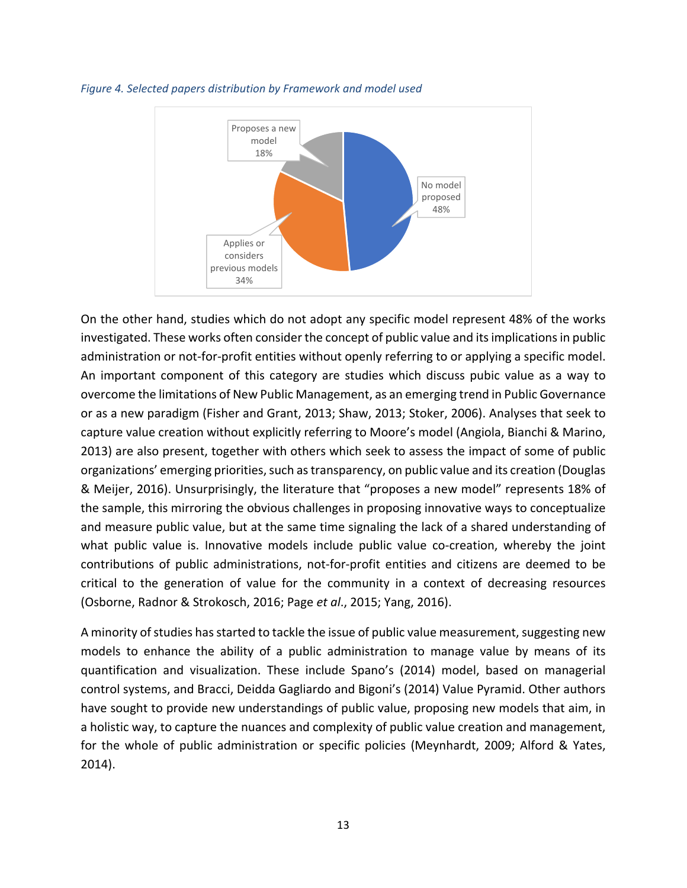*Figure 4. Selected papers distribution by Framework and model used*

On the other hand, studies which do not adopt any specific model represent 48% of the works investigated. These works often consider the concept of public value and its implications in public administration or not-for-profit entities without openly referring to or applying a specific model. An important component of this category are studies which discuss pubic value as a way to overcome the limitations of New Public Management, as an emerging trend in Public Governance or as a new paradigm (Fisher and Grant, 2013; Shaw, 2013; Stoker, 2006). Analyses that seek to capture value creation without explicitly referring to Moore's model (Angiola, Bianchi & Marino, 2013) are also present, together with others which seek to assess the impact of some of public organizations' emerging priorities, such as transparency, on public value and its creation (Douglas & Meijer, 2016). Unsurprisingly, the literature that "proposes a new model" represents 18% of the sample, this mirroring the obvious challenges in proposing innovative ways to conceptualize and measure public value, but at the same time signaling the lack of a shared understanding of what public value is. Innovative models include public value co-creation, whereby the joint contributions of public administrations, not-for-profit entities and citizens are deemed to be critical to the generation of value for the community in a context of decreasing resources (Osborne, Radnor & Strokosch, 2016; Page *et al*., 2015; Yang, 2016).

A minority of studies has started to tackle the issue of public value measurement, suggesting new models to enhance the ability of a public administration to manage value by means of its quantification and visualization. These include Spano's (2014) model, based on managerial control systems, and Bracci, Deidda Gagliardo and Bigoni's (2014) Value Pyramid. Other authors have sought to provide new understandings of public value, proposing new models that aim, in a holistic way, to capture the nuances and complexity of public value creation and management, for the whole of public administration or specific policies (Meynhardt, 2009; Alford & Yates, 2014).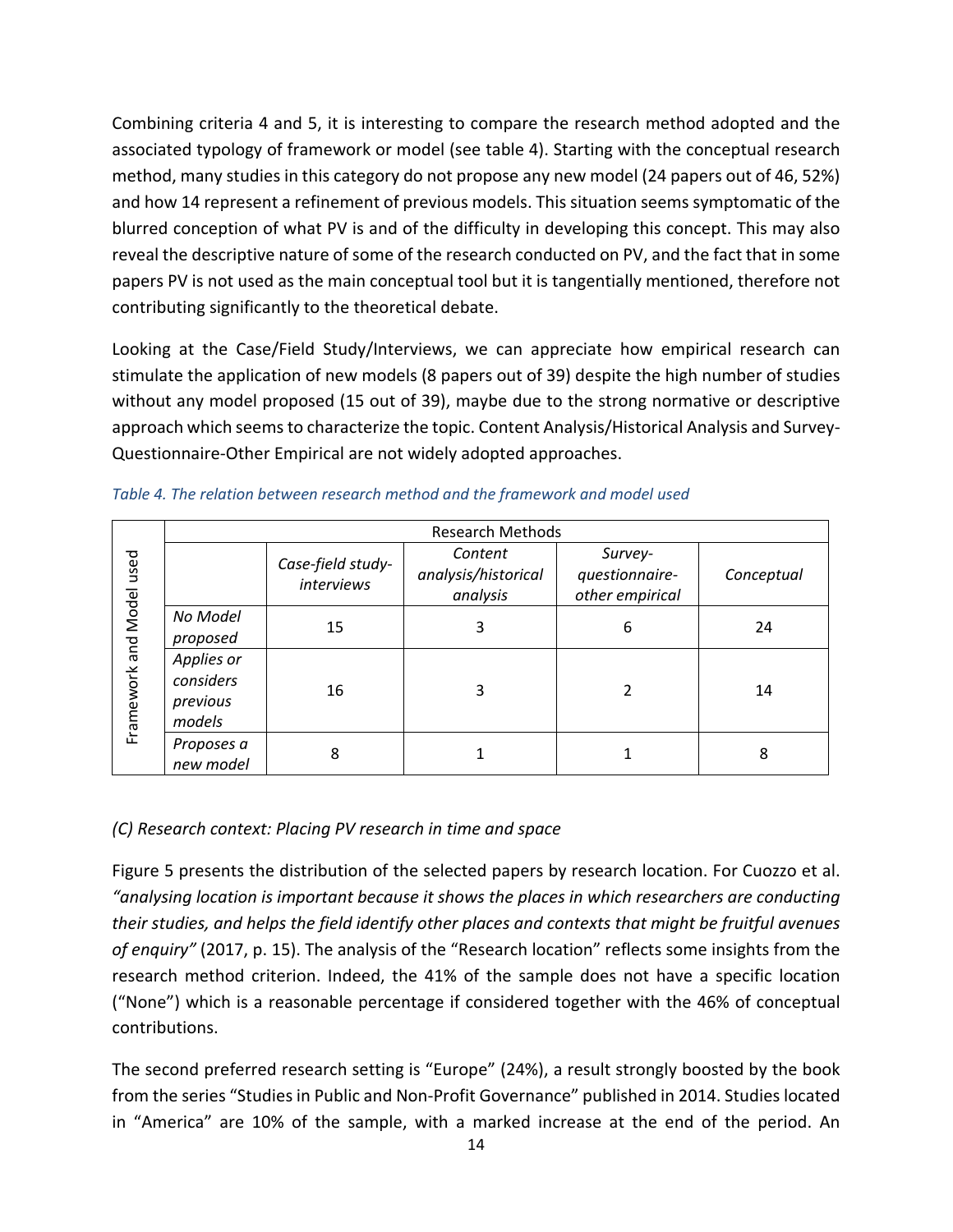Combining criteria 4 and 5, it is interesting to compare the research method adopted and the associated typology of framework or model (see table 4). Starting with the conceptual research method, many studies in this category do not propose any new model (24 papers out of 46, 52%) and how 14 represent a refinement of previous models. This situation seems symptomatic of the blurred conception of what PV is and of the difficulty in developing this concept. This may also reveal the descriptive nature of some of the research conducted on PV, and the fact that in some papers PV is not used as the main conceptual tool but it is tangentially mentioned, therefore not contributing significantly to the theoretical debate.

Looking at the Case/Field Study/Interviews, we can appreciate how empirical research can stimulate the application of new models (8 papers out of 39) despite the high number of studies without any model proposed (15 out of 39), maybe due to the strong normative or descriptive approach which seems to characterize the topic. Content Analysis/Historical Analysis and Survey-Questionnaire-Other Empirical are not widely adopted approaches.

*Table 4. The relation between research method and the framework and model used*

| Framework and Model used | | Research Methods | | | |
|---|---|---|---|---|---|
| | | *Case-field study-interviews* | *Content analysis/historical analysis* | *Survey-questionnaire-other empirical* | *Conceptual* |
| | *No Model proposed* | 15 | 3 | 6 | 24 |
| | *Applies or considers previous models* | 16 | 3 | 2 | 14 |
| | *Proposes a new model* | 8 | 1 | 1 | 8 |

*(C) Research context: Placing PV research in time and space*

Figure 5 presents the distribution of the selected papers by research location. For Cuozzo et al. *"analysing location is important because it shows the places in which researchers are conducting their studies, and helps the field identify other places and contexts that might be fruitful avenues of enquiry"* (2017, p. 15). The analysis of the "Research location" reflects some insights from the research method criterion. Indeed, the 41% of the sample does not have a specific location ("None") which is a reasonable percentage if considered together with the 46% of conceptual contributions.

The second preferred research setting is "Europe" (24%), a result strongly boosted by the book from the series "Studies in Public and Non-Profit Governance" published in 2014. Studies located in "America" are 10% of the sample, with a marked increase at the end of the period. An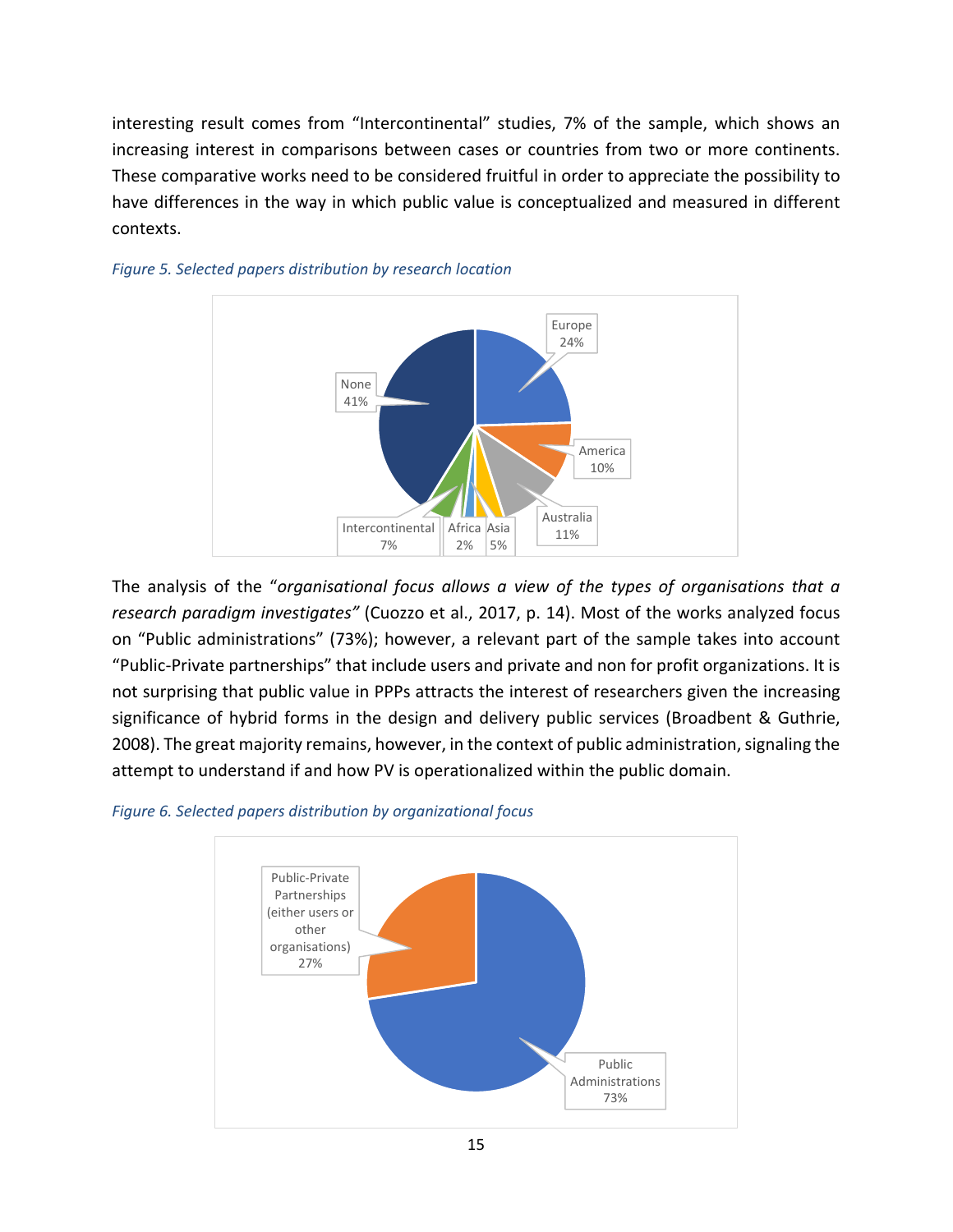interesting result comes from "Intercontinental" studies, 7% of the sample, which shows an increasing interest in comparisons between cases or countries from two or more continents. These comparative works need to be considered fruitful in order to appreciate the possibility to have differences in the way in which public value is conceptualized and measured in different contexts.

*Figure 5. Selected papers distribution by research location*

The analysis of the "*organisational focus allows a view of the types of organisations that a research paradigm investigates*" (Cuozzo et al., 2017, p. 14). Most of the works analyzed focus on "Public administrations" (73%); however, a relevant part of the sample takes into account "Public-Private partnerships" that include users and private and non for profit organizations. It is not surprising that public value in PPPs attracts the interest of researchers given the increasing significance of hybrid forms in the design and delivery public services (Broadbent & Guthrie, 2008). The great majority remains, however, in the context of public administration, signaling the attempt to understand if and how PV is operationalized within the public domain.

*Figure 6. Selected papers distribution by organizational focus*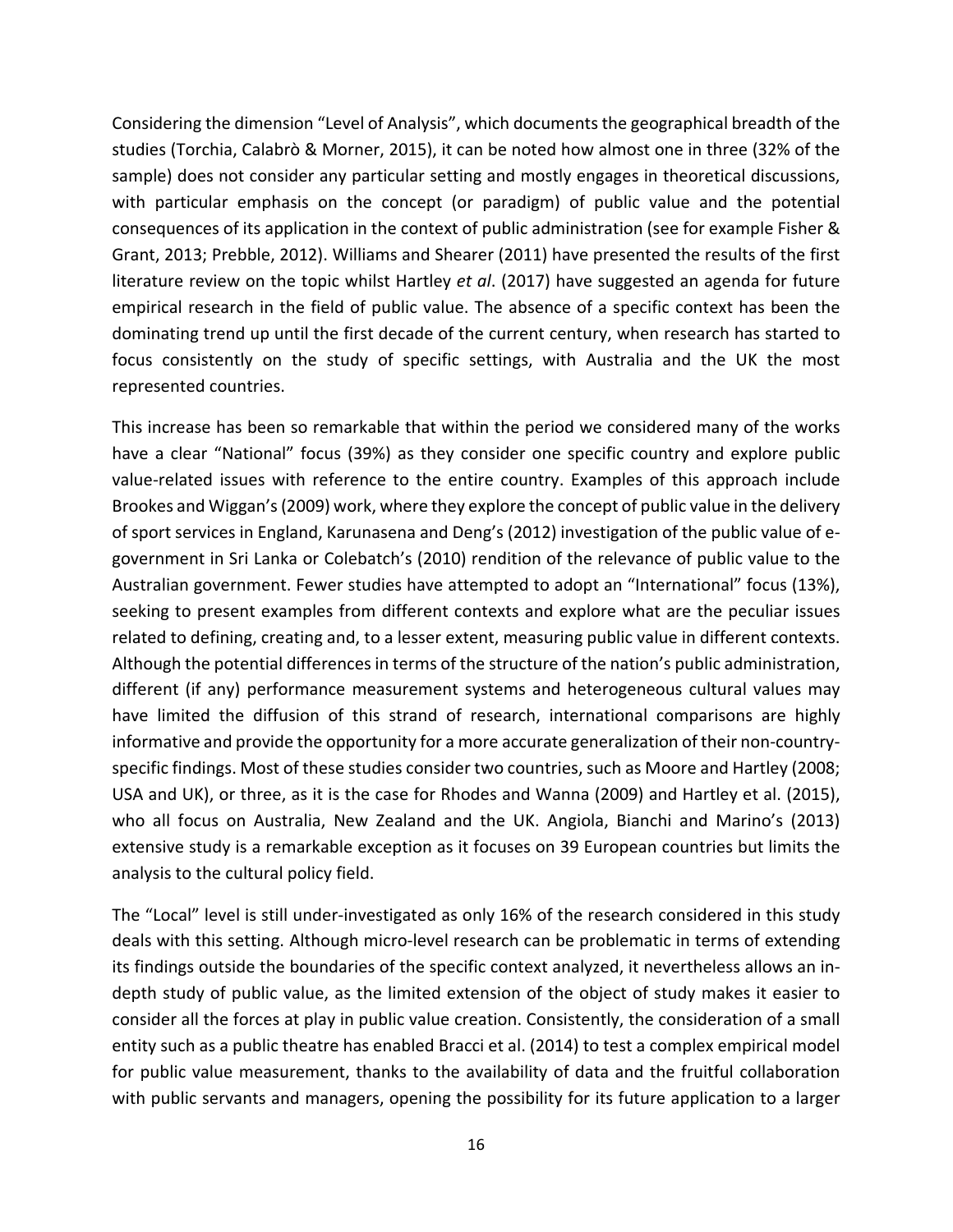Considering the dimension "Level of Analysis", which documents the geographical breadth of the studies (Torchia, Calabrò & Morner, 2015), it can be noted how almost one in three (32% of the sample) does not consider any particular setting and mostly engages in theoretical discussions, with particular emphasis on the concept (or paradigm) of public value and the potential consequences of its application in the context of public administration (see for example Fisher & Grant, 2013; Prebble, 2012). Williams and Shearer (2011) have presented the results of the first literature review on the topic whilst Hartley *et al*. (2017) have suggested an agenda for future empirical research in the field of public value. The absence of a specific context has been the dominating trend up until the first decade of the current century, when research has started to focus consistently on the study of specific settings, with Australia and the UK the most represented countries.

This increase has been so remarkable that within the period we considered many of the works have a clear "National" focus (39%) as they consider one specific country and explore public value-related issues with reference to the entire country. Examples of this approach include Brookes and Wiggan's (2009) work, where they explore the concept of public value in the delivery of sport services in England, Karunasena and Deng's (2012) investigation of the public value of e-government in Sri Lanka or Colebatch's (2010) rendition of the relevance of public value to the Australian government. Fewer studies have attempted to adopt an "International" focus (13%), seeking to present examples from different contexts and explore what are the peculiar issues related to defining, creating and, to a lesser extent, measuring public value in different contexts. Although the potential differences in terms of the structure of the nation's public administration, different (if any) performance measurement systems and heterogeneous cultural values may have limited the diffusion of this strand of research, international comparisons are highly informative and provide the opportunity for a more accurate generalization of their non-country-specific findings. Most of these studies consider two countries, such as Moore and Hartley (2008; USA and UK), or three, as it is the case for Rhodes and Wanna (2009) and Hartley et al. (2015), who all focus on Australia, New Zealand and the UK. Angiola, Bianchi and Marino's (2013) extensive study is a remarkable exception as it focuses on 39 European countries but limits the analysis to the cultural policy field.

The "Local" level is still under-investigated as only 16% of the research considered in this study deals with this setting. Although micro-level research can be problematic in terms of extending its findings outside the boundaries of the specific context analyzed, it nevertheless allows an in-depth study of public value, as the limited extension of the object of study makes it easier to consider all the forces at play in public value creation. Consistently, the consideration of a small entity such as a public theatre has enabled Bracci et al. (2014) to test a complex empirical model for public value measurement, thanks to the availability of data and the fruitful collaboration with public servants and managers, opening the possibility for its future application to a larger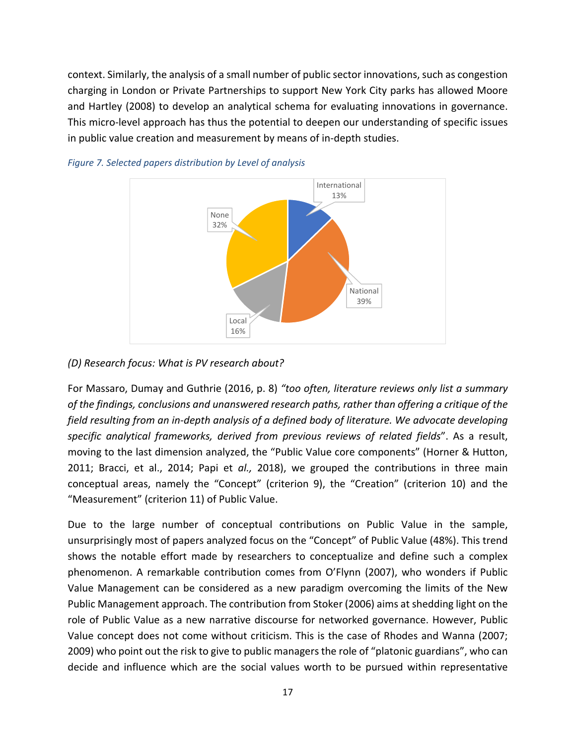context. Similarly, the analysis of a small number of public sector innovations, such as congestion charging in London or Private Partnerships to support New York City parks has allowed Moore and Hartley (2008) to develop an analytical schema for evaluating innovations in governance. This micro-level approach has thus the potential to deepen our understanding of specific issues in public value creation and measurement by means of in-depth studies.

*Figure 7. Selected papers distribution by Level of analysis*

International 13%

National 39%

Local 16%

None 32%

*(D) Research focus: What is PV research about?*

For Massaro, Dumay and Guthrie (2016, p. 8) *"too often, literature reviews only list a summary of the findings, conclusions and unanswered research paths, rather than offering a critique of the field resulting from an in-depth analysis of a defined body of literature. We advocate developing specific analytical frameworks, derived from previous reviews of related fields*". As a result, moving to the last dimension analyzed, the "Public Value core components" (Horner & Hutton, 2011; Bracci, et al., 2014; Papi et *al.,* 2018), we grouped the contributions in three main conceptual areas, namely the "Concept" (criterion 9), the "Creation" (criterion 10) and the "Measurement" (criterion 11) of Public Value.

Due to the large number of conceptual contributions on Public Value in the sample, unsurprisingly most of papers analyzed focus on the "Concept" of Public Value (48%). This trend shows the notable effort made by researchers to conceptualize and define such a complex phenomenon. A remarkable contribution comes from O'Flynn (2007), who wonders if Public Value Management can be considered as a new paradigm overcoming the limits of the New Public Management approach. The contribution from Stoker (2006) aims at shedding light on the role of Public Value as a new narrative discourse for networked governance. However, Public Value concept does not come without criticism. This is the case of Rhodes and Wanna (2007; 2009) who point out the risk to give to public managers the role of "platonic guardians", who can decide and influence which are the social values worth to be pursued within representative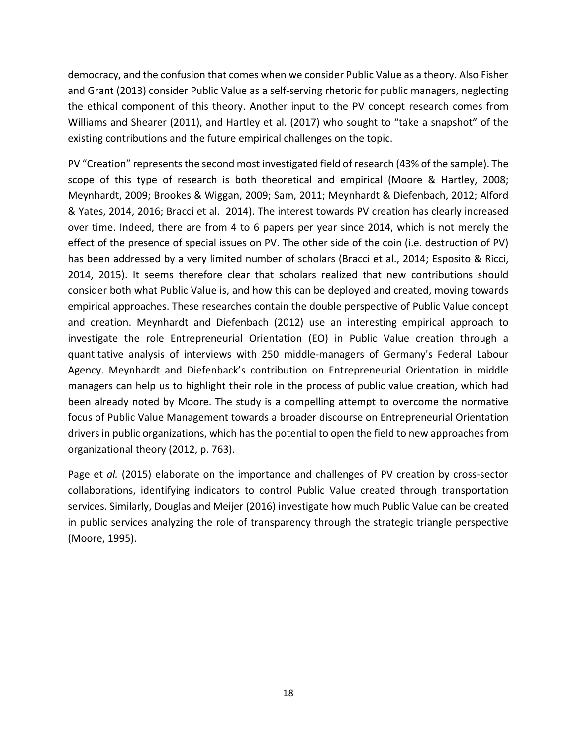democracy, and the confusion that comes when we consider Public Value as a theory. Also Fisher and Grant (2013) consider Public Value as a self-serving rhetoric for public managers, neglecting the ethical component of this theory. Another input to the PV concept research comes from Williams and Shearer (2011), and Hartley et al. (2017) who sought to "take a snapshot" of the existing contributions and the future empirical challenges on the topic.

PV "Creation" represents the second most investigated field of research (43% of the sample). The scope of this type of research is both theoretical and empirical (Moore & Hartley, 2008; Meynhardt, 2009; Brookes & Wiggan, 2009; Sam, 2011; Meynhardt & Diefenbach, 2012; Alford & Yates, 2014, 2016; Bracci et al. 2014). The interest towards PV creation has clearly increased over time. Indeed, there are from 4 to 6 papers per year since 2014, which is not merely the effect of the presence of special issues on PV. The other side of the coin (i.e. destruction of PV) has been addressed by a very limited number of scholars (Bracci et al., 2014; Esposito & Ricci, 2014, 2015). It seems therefore clear that scholars realized that new contributions should consider both what Public Value is, and how this can be deployed and created, moving towards empirical approaches. These researches contain the double perspective of Public Value concept and creation. Meynhardt and Diefenbach (2012) use an interesting empirical approach to investigate the role Entrepreneurial Orientation (EO) in Public Value creation through a quantitative analysis of interviews with 250 middle-managers of Germany's Federal Labour Agency. Meynhardt and Diefenback's contribution on Entrepreneurial Orientation in middle managers can help us to highlight their role in the process of public value creation, which had been already noted by Moore. The study is a compelling attempt to overcome the normative focus of Public Value Management towards a broader discourse on Entrepreneurial Orientation drivers in public organizations, which has the potential to open the field to new approaches from organizational theory (2012, p. 763).

Page et *al.* (2015) elaborate on the importance and challenges of PV creation by cross-sector collaborations, identifying indicators to control Public Value created through transportation services. Similarly, Douglas and Meijer (2016) investigate how much Public Value can be created in public services analyzing the role of transparency through the strategic triangle perspective (Moore, 1995).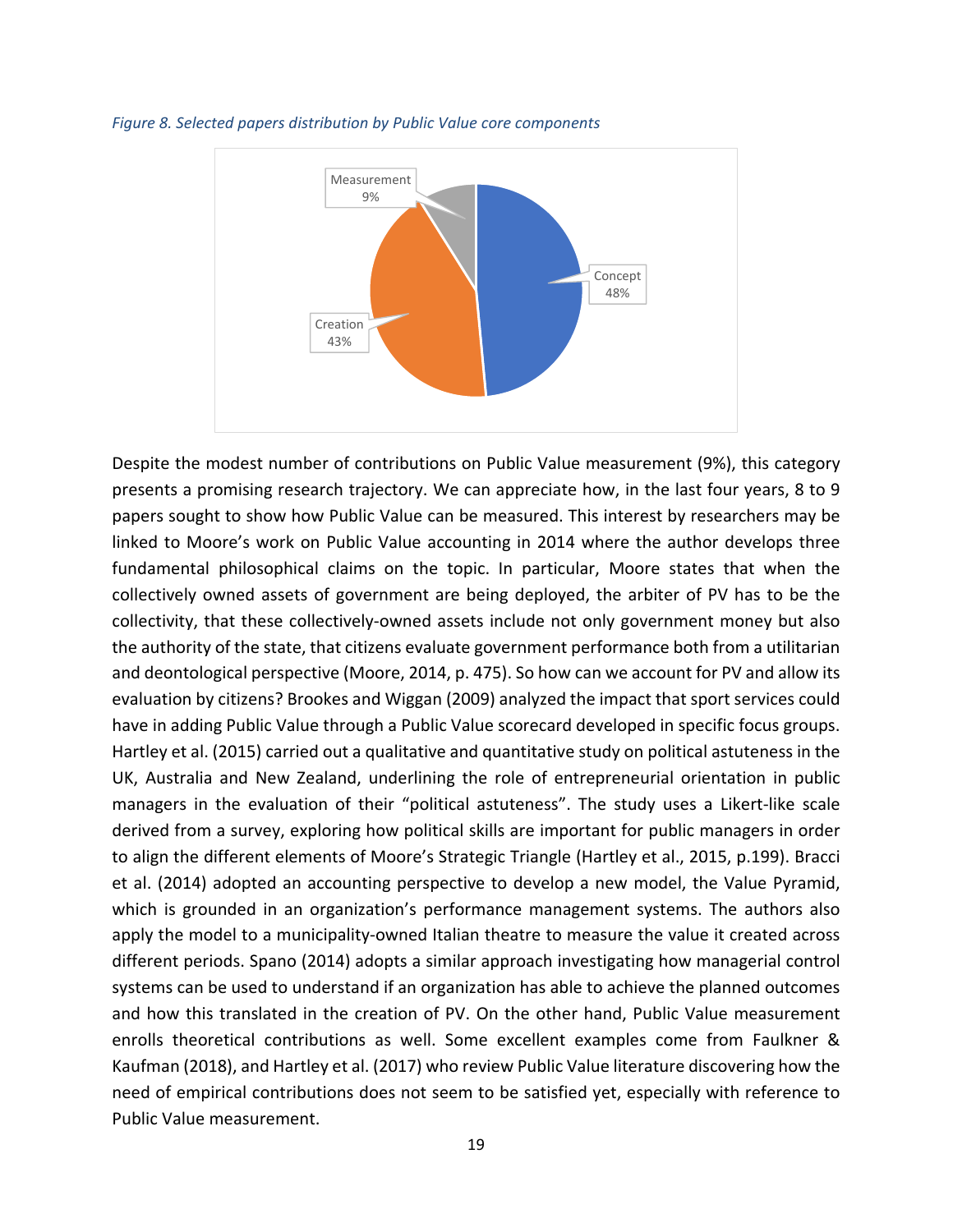*Figure 8. Selected papers distribution by Public Value core components*

Despite the modest number of contributions on Public Value measurement (9%), this category presents a promising research trajectory. We can appreciate how, in the last four years, 8 to 9 papers sought to show how Public Value can be measured. This interest by researchers may be linked to Moore's work on Public Value accounting in 2014 where the author develops three fundamental philosophical claims on the topic. In particular, Moore states that when the collectively owned assets of government are being deployed, the arbiter of PV has to be the collectivity, that these collectively-owned assets include not only government money but also the authority of the state, that citizens evaluate government performance both from a utilitarian and deontological perspective (Moore, 2014, p. 475). So how can we account for PV and allow its evaluation by citizens? Brookes and Wiggan (2009) analyzed the impact that sport services could have in adding Public Value through a Public Value scorecard developed in specific focus groups. Hartley et al. (2015) carried out a qualitative and quantitative study on political astuteness in the UK, Australia and New Zealand, underlining the role of entrepreneurial orientation in public managers in the evaluation of their "political astuteness". The study uses a Likert-like scale derived from a survey, exploring how political skills are important for public managers in order to align the different elements of Moore's Strategic Triangle (Hartley et al., 2015, p.199). Bracci et al. (2014) adopted an accounting perspective to develop a new model, the Value Pyramid, which is grounded in an organization's performance management systems. The authors also apply the model to a municipality-owned Italian theatre to measure the value it created across different periods. Spano (2014) adopts a similar approach investigating how managerial control systems can be used to understand if an organization has able to achieve the planned outcomes and how this translated in the creation of PV. On the other hand, Public Value measurement enrolls theoretical contributions as well. Some excellent examples come from Faulkner & Kaufman (2018), and Hartley et al. (2017) who review Public Value literature discovering how the need of empirical contributions does not seem to be satisfied yet, especially with reference to Public Value measurement.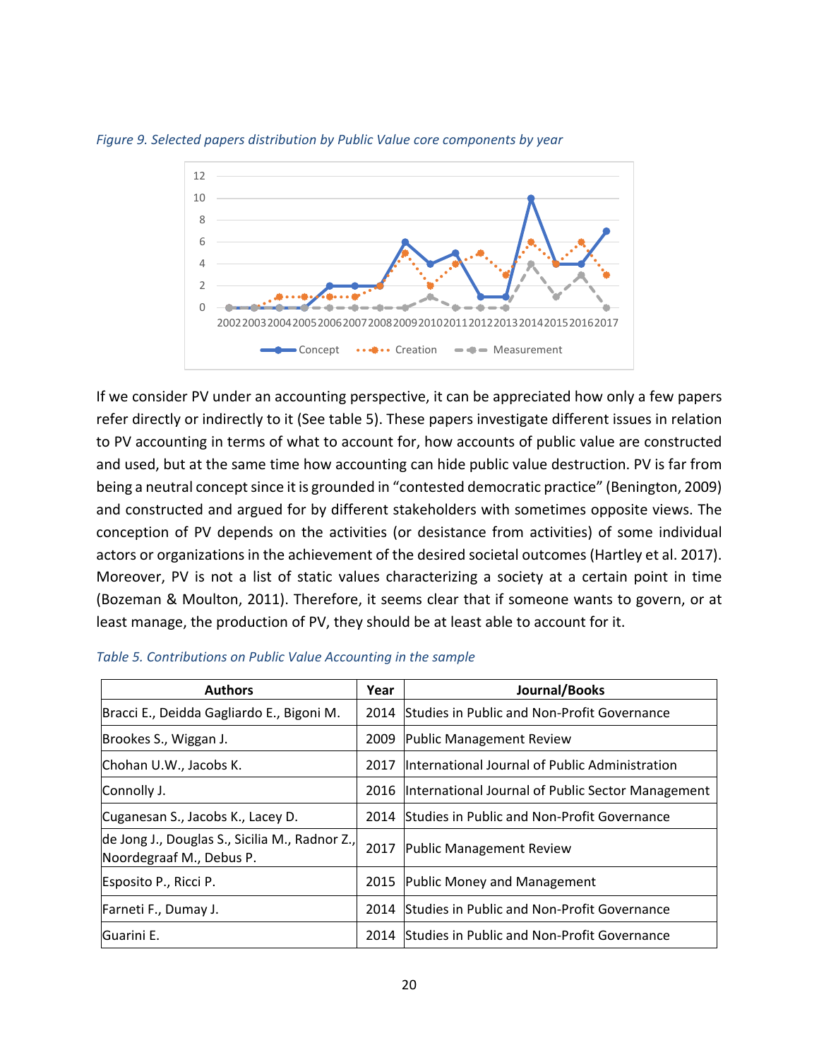*Figure 9. Selected papers distribution by Public Value core components by year*

If we consider PV under an accounting perspective, it can be appreciated how only a few papers refer directly or indirectly to it (See table 5). These papers investigate different issues in relation to PV accounting in terms of what to account for, how accounts of public value are constructed and used, but at the same time how accounting can hide public value destruction. PV is far from being a neutral concept since it is grounded in "contested democratic practice" (Benington, 2009) and constructed and argued for by different stakeholders with sometimes opposite views. The conception of PV depends on the activities (or desistance from activities) of some individual actors or organizations in the achievement of the desired societal outcomes (Hartley et al. 2017). Moreover, PV is not a list of static values characterizing a society at a certain point in time (Bozeman & Moulton, 2011). Therefore, it seems clear that if someone wants to govern, or at least manage, the production of PV, they should be at least able to account for it.

*Table 5. Contributions on Public Value Accounting in the sample*

| Authors | Year | Journal/Books |
|---|---|---|
| Bracci E., Deidda Gagliardo E., Bigoni M. | 2014 | Studies in Public and Non-Profit Governance |
| Brookes S., Wiggan J. | 2009 | Public Management Review |
| Chohan U.W., Jacobs K. | 2017 | International Journal of Public Administration |
| Connolly J. | 2016 | International Journal of Public Sector Management |
| Cuganesan S., Jacobs K., Lacey D. | 2014 | Studies in Public and Non-Profit Governance |
| de Jong J., Douglas S., Sicilia M., Radnor Z., Noordegraaf M., Debus P. | 2017 | Public Management Review |
| Esposito P., Ricci P. | 2015 | Public Money and Management |
| Farneti F., Dumay J. | 2014 | Studies in Public and Non-Profit Governance |
| Guarini E. | 2014 | Studies in Public and Non-Profit Governance |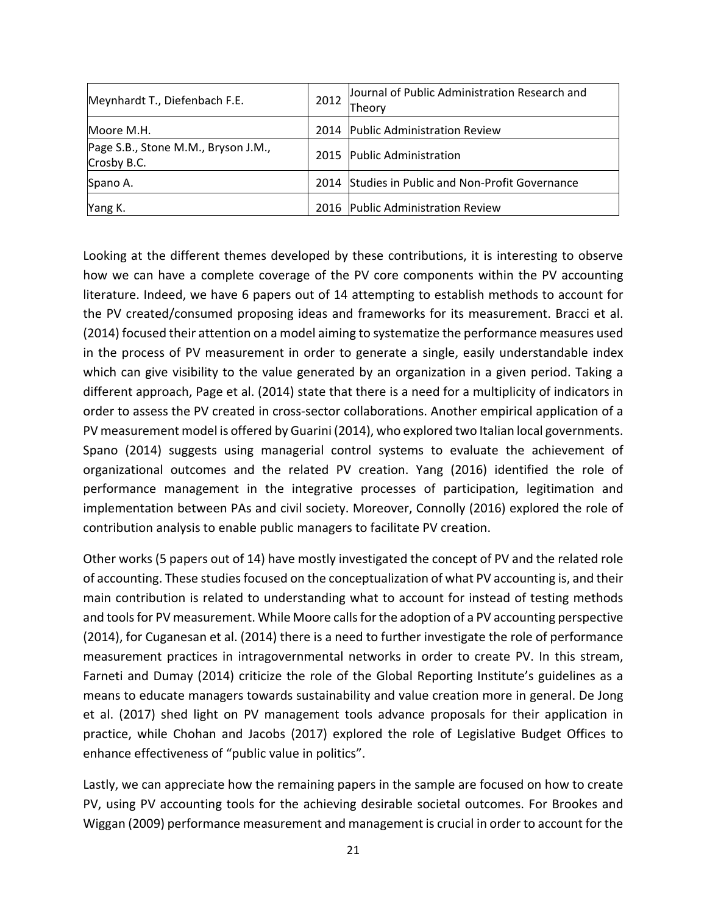| Meynhardt T., Diefenbach F.E. | 2012 | Journal of Public Administration Research and Theory |
|---|---|---|
| Moore M.H. | 2014 | Public Administration Review |
| Page S.B., Stone M.M., Bryson J.M., Crosby B.C. | 2015 | Public Administration |
| Spano A. | 2014 | Studies in Public and Non-Profit Governance |
| Yang K. | 2016 | Public Administration Review |

Looking at the different themes developed by these contributions, it is interesting to observe how we can have a complete coverage of the PV core components within the PV accounting literature. Indeed, we have 6 papers out of 14 attempting to establish methods to account for the PV created/consumed proposing ideas and frameworks for its measurement. Bracci et al. (2014) focused their attention on a model aiming to systematize the performance measures used in the process of PV measurement in order to generate a single, easily understandable index which can give visibility to the value generated by an organization in a given period. Taking a different approach, Page et al. (2014) state that there is a need for a multiplicity of indicators in order to assess the PV created in cross-sector collaborations. Another empirical application of a PV measurement model is offered by Guarini (2014), who explored two Italian local governments. Spano (2014) suggests using managerial control systems to evaluate the achievement of organizational outcomes and the related PV creation. Yang (2016) identified the role of performance management in the integrative processes of participation, legitimation and implementation between PAs and civil society. Moreover, Connolly (2016) explored the role of contribution analysis to enable public managers to facilitate PV creation.

Other works (5 papers out of 14) have mostly investigated the concept of PV and the related role of accounting. These studies focused on the conceptualization of what PV accounting is, and their main contribution is related to understanding what to account for instead of testing methods and tools for PV measurement. While Moore calls for the adoption of a PV accounting perspective (2014), for Cuganesan et al. (2014) there is a need to further investigate the role of performance measurement practices in intragovernmental networks in order to create PV. In this stream, Farneti and Dumay (2014) criticize the role of the Global Reporting Institute's guidelines as a means to educate managers towards sustainability and value creation more in general. De Jong et al. (2017) shed light on PV management tools advance proposals for their application in practice, while Chohan and Jacobs (2017) explored the role of Legislative Budget Offices to enhance effectiveness of "public value in politics".

Lastly, we can appreciate how the remaining papers in the sample are focused on how to create PV, using PV accounting tools for the achieving desirable societal outcomes. For Brookes and Wiggan (2009) performance measurement and management is crucial in order to account for the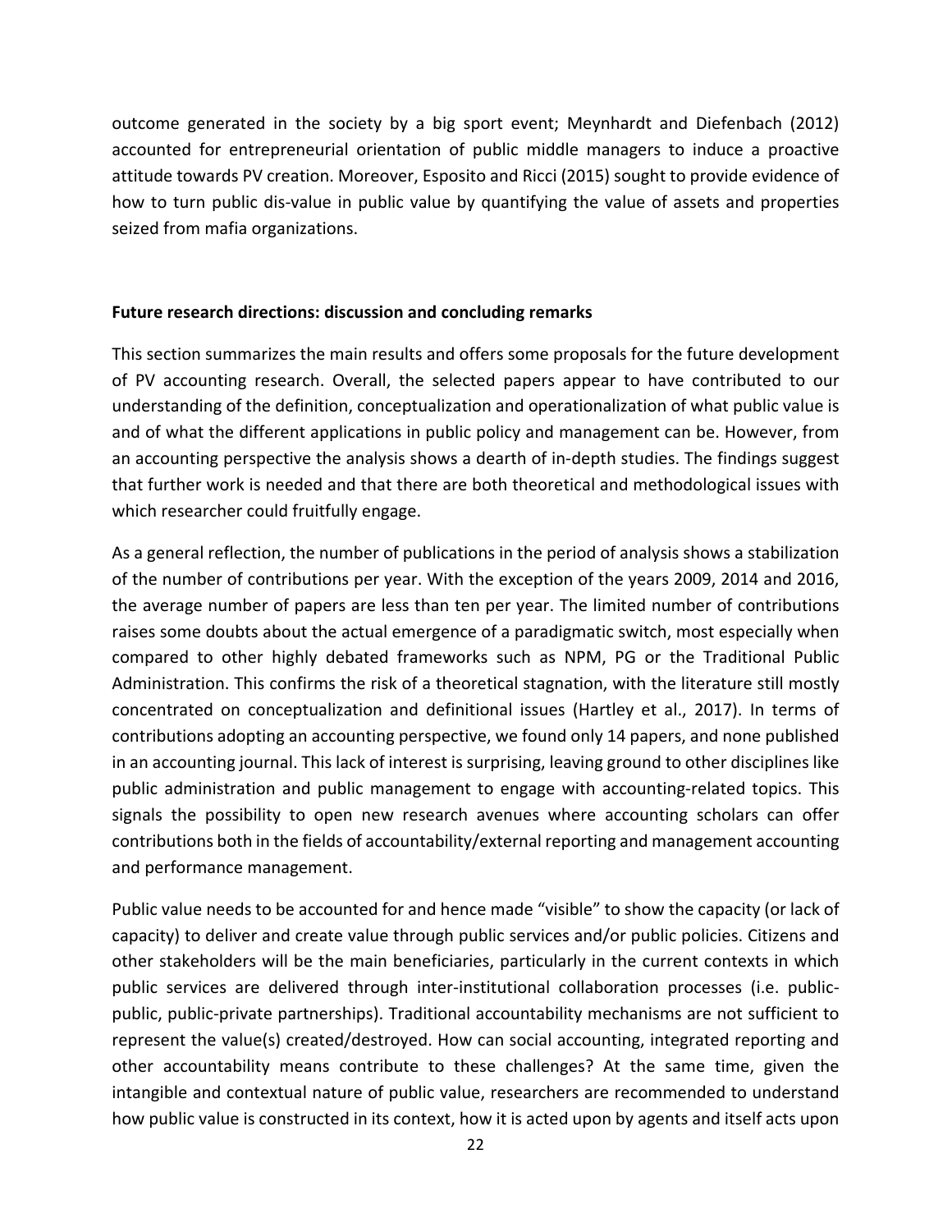outcome generated in the society by a big sport event; Meynhardt and Diefenbach (2012) accounted for entrepreneurial orientation of public middle managers to induce a proactive attitude towards PV creation. Moreover, Esposito and Ricci (2015) sought to provide evidence of how to turn public dis-value in public value by quantifying the value of assets and properties seized from mafia organizations.

## Future research directions: discussion and concluding remarks

This section summarizes the main results and offers some proposals for the future development of PV accounting research. Overall, the selected papers appear to have contributed to our understanding of the definition, conceptualization and operationalization of what public value is and of what the different applications in public policy and management can be. However, from an accounting perspective the analysis shows a dearth of in-depth studies. The findings suggest that further work is needed and that there are both theoretical and methodological issues with which researcher could fruitfully engage.

As a general reflection, the number of publications in the period of analysis shows a stabilization of the number of contributions per year. With the exception of the years 2009, 2014 and 2016, the average number of papers are less than ten per year. The limited number of contributions raises some doubts about the actual emergence of a paradigmatic switch, most especially when compared to other highly debated frameworks such as NPM, PG or the Traditional Public Administration. This confirms the risk of a theoretical stagnation, with the literature still mostly concentrated on conceptualization and definitional issues (Hartley et al., 2017). In terms of contributions adopting an accounting perspective, we found only 14 papers, and none published in an accounting journal. This lack of interest is surprising, leaving ground to other disciplines like public administration and public management to engage with accounting-related topics. This signals the possibility to open new research avenues where accounting scholars can offer contributions both in the fields of accountability/external reporting and management accounting and performance management.

Public value needs to be accounted for and hence made "visible" to show the capacity (or lack of capacity) to deliver and create value through public services and/or public policies. Citizens and other stakeholders will be the main beneficiaries, particularly in the current contexts in which public services are delivered through inter-institutional collaboration processes (i.e. public-public, public-private partnerships). Traditional accountability mechanisms are not sufficient to represent the value(s) created/destroyed. How can social accounting, integrated reporting and other accountability means contribute to these challenges? At the same time, given the intangible and contextual nature of public value, researchers are recommended to understand how public value is constructed in its context, how it is acted upon by agents and itself acts upon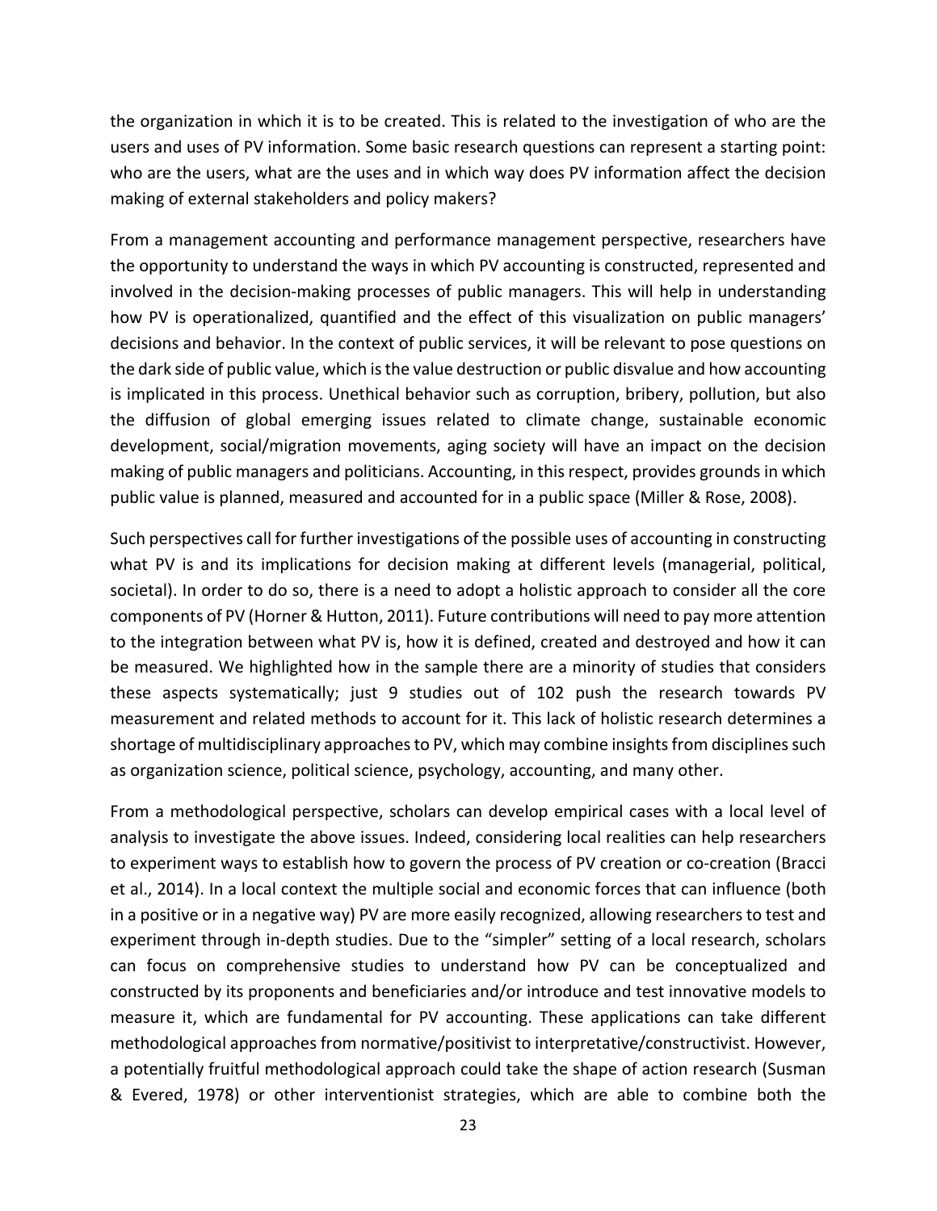the organization in which it is to be created. This is related to the investigation of who are the users and uses of PV information. Some basic research questions can represent a starting point: who are the users, what are the uses and in which way does PV information affect the decision making of external stakeholders and policy makers?

From a management accounting and performance management perspective, researchers have the opportunity to understand the ways in which PV accounting is constructed, represented and involved in the decision-making processes of public managers. This will help in understanding how PV is operationalized, quantified and the effect of this visualization on public managers' decisions and behavior. In the context of public services, it will be relevant to pose questions on the dark side of public value, which is the value destruction or public disvalue and how accounting is implicated in this process. Unethical behavior such as corruption, bribery, pollution, but also the diffusion of global emerging issues related to climate change, sustainable economic development, social/migration movements, aging society will have an impact on the decision making of public managers and politicians. Accounting, in this respect, provides grounds in which public value is planned, measured and accounted for in a public space (Miller & Rose, 2008).

Such perspectives call for further investigations of the possible uses of accounting in constructing what PV is and its implications for decision making at different levels (managerial, political, societal). In order to do so, there is a need to adopt a holistic approach to consider all the core components of PV (Horner & Hutton, 2011). Future contributions will need to pay more attention to the integration between what PV is, how it is defined, created and destroyed and how it can be measured. We highlighted how in the sample there are a minority of studies that considers these aspects systematically; just 9 studies out of 102 push the research towards PV measurement and related methods to account for it. This lack of holistic research determines a shortage of multidisciplinary approaches to PV, which may combine insights from disciplines such as organization science, political science, psychology, accounting, and many other.

From a methodological perspective, scholars can develop empirical cases with a local level of analysis to investigate the above issues. Indeed, considering local realities can help researchers to experiment ways to establish how to govern the process of PV creation or co-creation (Bracci et al., 2014). In a local context the multiple social and economic forces that can influence (both in a positive or in a negative way) PV are more easily recognized, allowing researchers to test and experiment through in-depth studies. Due to the "simpler" setting of a local research, scholars can focus on comprehensive studies to understand how PV can be conceptualized and constructed by its proponents and beneficiaries and/or introduce and test innovative models to measure it, which are fundamental for PV accounting. These applications can take different methodological approaches from normative/positivist to interpretative/constructivist. However, a potentially fruitful methodological approach could take the shape of action research (Susman & Evered, 1978) or other interventionist strategies, which are able to combine both the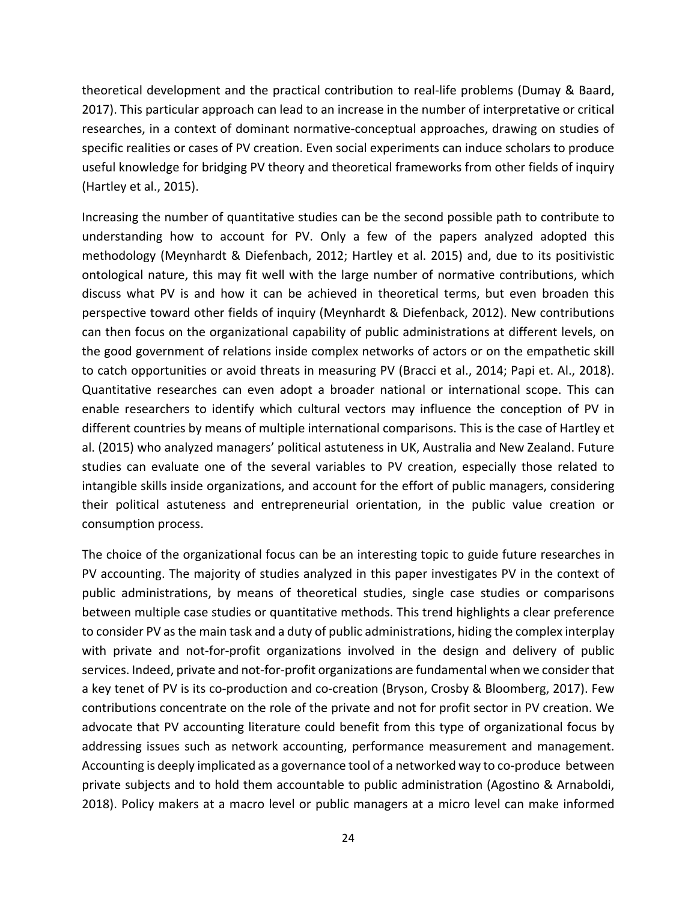theoretical development and the practical contribution to real-life problems (Dumay & Baard, 2017). This particular approach can lead to an increase in the number of interpretative or critical researches, in a context of dominant normative-conceptual approaches, drawing on studies of specific realities or cases of PV creation. Even social experiments can induce scholars to produce useful knowledge for bridging PV theory and theoretical frameworks from other fields of inquiry (Hartley et al., 2015).

Increasing the number of quantitative studies can be the second possible path to contribute to understanding how to account for PV. Only a few of the papers analyzed adopted this methodology (Meynhardt & Diefenbach, 2012; Hartley et al. 2015) and, due to its positivistic ontological nature, this may fit well with the large number of normative contributions, which discuss what PV is and how it can be achieved in theoretical terms, but even broaden this perspective toward other fields of inquiry (Meynhardt & Diefenback, 2012). New contributions can then focus on the organizational capability of public administrations at different levels, on the good government of relations inside complex networks of actors or on the empathetic skill to catch opportunities or avoid threats in measuring PV (Bracci et al., 2014; Papi et. Al., 2018). Quantitative researches can even adopt a broader national or international scope. This can enable researchers to identify which cultural vectors may influence the conception of PV in different countries by means of multiple international comparisons. This is the case of Hartley et al. (2015) who analyzed managers' political astuteness in UK, Australia and New Zealand. Future studies can evaluate one of the several variables to PV creation, especially those related to intangible skills inside organizations, and account for the effort of public managers, considering their political astuteness and entrepreneurial orientation, in the public value creation or consumption process.

The choice of the organizational focus can be an interesting topic to guide future researches in PV accounting. The majority of studies analyzed in this paper investigates PV in the context of public administrations, by means of theoretical studies, single case studies or comparisons between multiple case studies or quantitative methods. This trend highlights a clear preference to consider PV as the main task and a duty of public administrations, hiding the complex interplay with private and not-for-profit organizations involved in the design and delivery of public services. Indeed, private and not-for-profit organizations are fundamental when we consider that a key tenet of PV is its co-production and co-creation (Bryson, Crosby & Bloomberg, 2017). Few contributions concentrate on the role of the private and not for profit sector in PV creation. We advocate that PV accounting literature could benefit from this type of organizational focus by addressing issues such as network accounting, performance measurement and management. Accounting is deeply implicated as a governance tool of a networked way to co-produce between private subjects and to hold them accountable to public administration (Agostino & Arnaboldi, 2018). Policy makers at a macro level or public managers at a micro level can make informed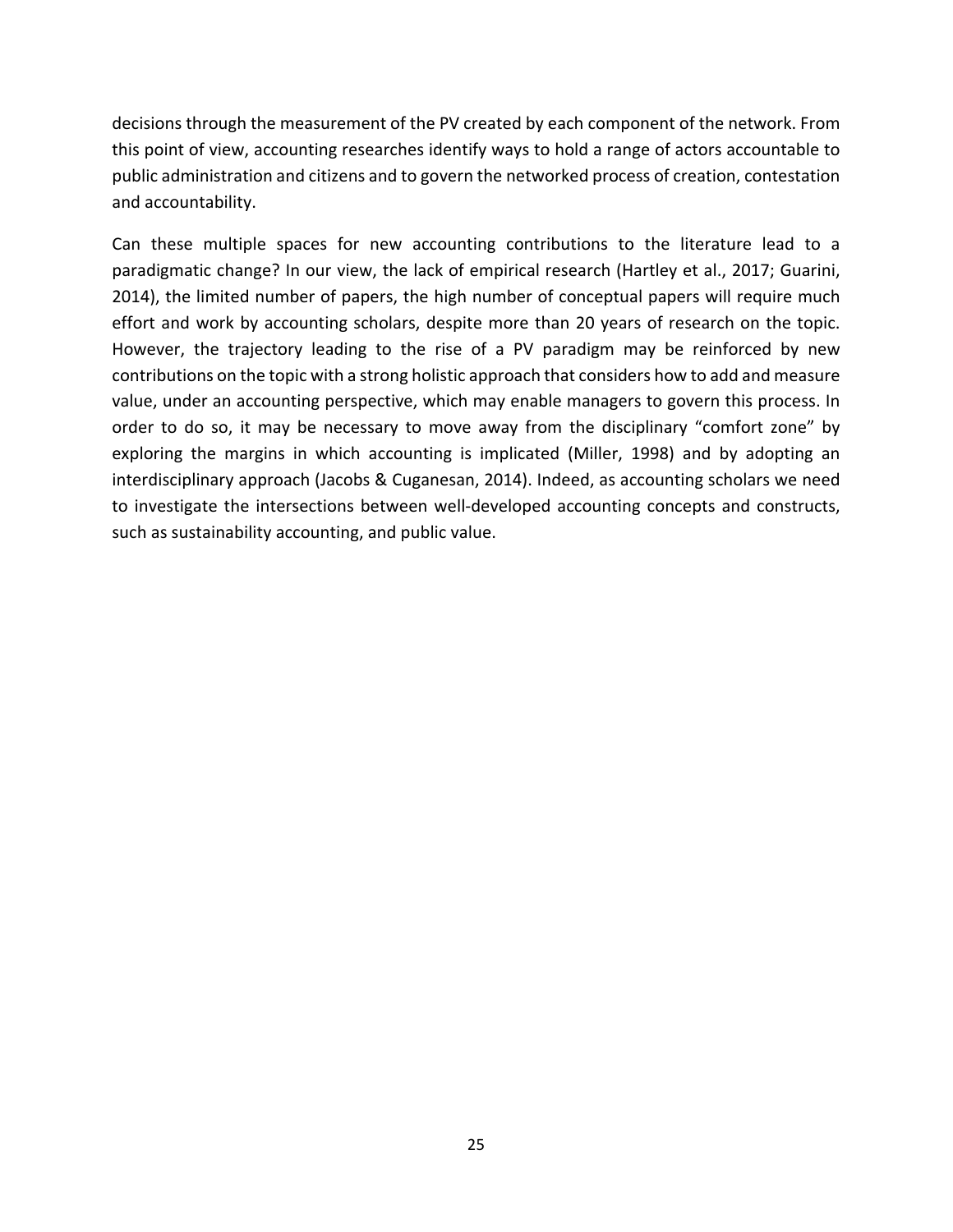decisions through the measurement of the PV created by each component of the network. From this point of view, accounting researches identify ways to hold a range of actors accountable to public administration and citizens and to govern the networked process of creation, contestation and accountability.

Can these multiple spaces for new accounting contributions to the literature lead to a paradigmatic change? In our view, the lack of empirical research (Hartley et al., 2017; Guarini, 2014), the limited number of papers, the high number of conceptual papers will require much effort and work by accounting scholars, despite more than 20 years of research on the topic. However, the trajectory leading to the rise of a PV paradigm may be reinforced by new contributions on the topic with a strong holistic approach that considers how to add and measure value, under an accounting perspective, which may enable managers to govern this process. In order to do so, it may be necessary to move away from the disciplinary "comfort zone" by exploring the margins in which accounting is implicated (Miller, 1998) and by adopting an interdisciplinary approach (Jacobs & Cuganesan, 2014). Indeed, as accounting scholars we need to investigate the intersections between well-developed accounting concepts and constructs, such as sustainability accounting, and public value.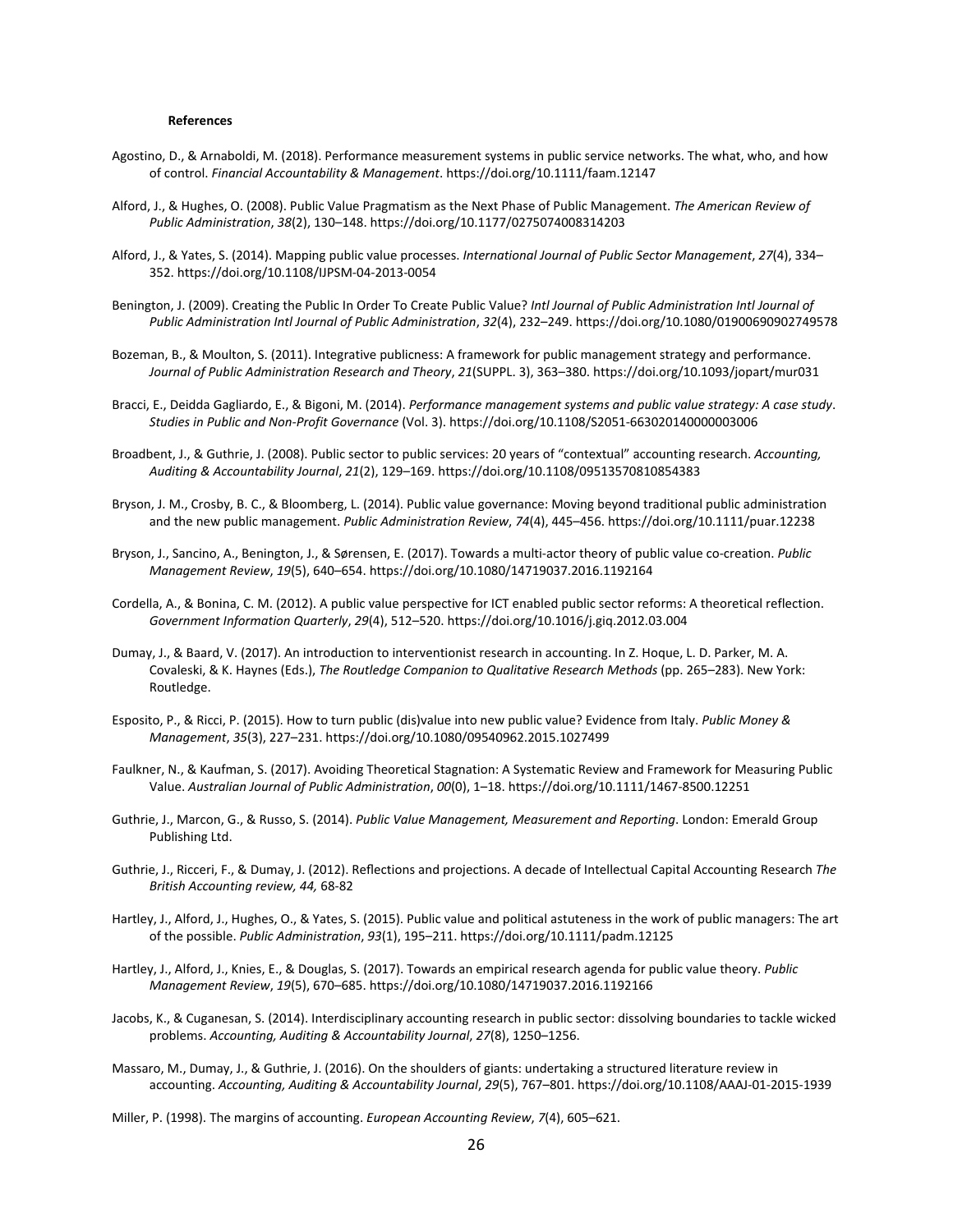**References**

Agostino, D., & Arnaboldi, M. (2018). Performance measurement systems in public service networks. The what, who, and how of control. *Financial Accountability & Management*. https://doi.org/10.1111/faam.12147

Alford, J., & Hughes, O. (2008). Public Value Pragmatism as the Next Phase of Public Management. *The American Review of Public Administration*, *38*(2), 130–148. https://doi.org/10.1177/0275074008314203

Alford, J., & Yates, S. (2014). Mapping public value processes. *International Journal of Public Sector Management*, *27*(4), 334–352. https://doi.org/10.1108/IJPSM-04-2013-0054

Benington, J. (2009). Creating the Public In Order To Create Public Value? *Intl Journal of Public Administration Intl Journal of Public Administration Intl Journal of Public Administration*, *32*(4), 232–249. https://doi.org/10.1080/01900690902749578

Bozeman, B., & Moulton, S. (2011). Integrative publicness: A framework for public management strategy and performance. *Journal of Public Administration Research and Theory*, *21*(SUPPL. 3), 363–380. https://doi.org/10.1093/jopart/mur031

Bracci, E., Deidda Gagliardo, E., & Bigoni, M. (2014). *Performance management systems and public value strategy: A case study*. *Studies in Public and Non-Profit Governance* (Vol. 3). https://doi.org/10.1108/S2051-663020140000003006

Broadbent, J., & Guthrie, J. (2008). Public sector to public services: 20 years of "contextual" accounting research. *Accounting, Auditing & Accountability Journal*, *21*(2), 129–169. https://doi.org/10.1108/09513570810854383

Bryson, J. M., Crosby, B. C., & Bloomberg, L. (2014). Public value governance: Moving beyond traditional public administration and the new public management. *Public Administration Review*, *74*(4), 445–456. https://doi.org/10.1111/puar.12238

Bryson, J., Sancino, A., Benington, J., & Sørensen, E. (2017). Towards a multi-actor theory of public value co-creation. *Public Management Review*, *19*(5), 640–654. https://doi.org/10.1080/14719037.2016.1192164

Cordella, A., & Bonina, C. M. (2012). A public value perspective for ICT enabled public sector reforms: A theoretical reflection. *Government Information Quarterly*, *29*(4), 512–520. https://doi.org/10.1016/j.giq.2012.03.004

Dumay, J., & Baard, V. (2017). An introduction to interventionist research in accounting. In Z. Hoque, L. D. Parker, M. A. Covaleski, & K. Haynes (Eds.), *The Routledge Companion to Qualitative Research Methods* (pp. 265–283). New York: Routledge.

Esposito, P., & Ricci, P. (2015). How to turn public (dis)value into new public value? Evidence from Italy. *Public Money & Management*, *35*(3), 227–231. https://doi.org/10.1080/09540962.2015.1027499

Faulkner, N., & Kaufman, S. (2017). Avoiding Theoretical Stagnation: A Systematic Review and Framework for Measuring Public Value. *Australian Journal of Public Administration*, *00*(0), 1–18. https://doi.org/10.1111/1467-8500.12251

Guthrie, J., Marcon, G., & Russo, S. (2014). *Public Value Management, Measurement and Reporting*. London: Emerald Group Publishing Ltd.

Guthrie, J., Ricceri, F., & Dumay, J. (2012). Reflections and projections. A decade of Intellectual Capital Accounting Research *The British Accounting review, 44,* 68-82

Hartley, J., Alford, J., Hughes, O., & Yates, S. (2015). Public value and political astuteness in the work of public managers: The art of the possible. *Public Administration*, *93*(1), 195–211. https://doi.org/10.1111/padm.12125

Hartley, J., Alford, J., Knies, E., & Douglas, S. (2017). Towards an empirical research agenda for public value theory. *Public Management Review*, *19*(5), 670–685. https://doi.org/10.1080/14719037.2016.1192166

Jacobs, K., & Cuganesan, S. (2014). Interdisciplinary accounting research in public sector: dissolving boundaries to tackle wicked problems. *Accounting, Auditing & Accountability Journal*, *27*(8), 1250–1256.

Massaro, M., Dumay, J., & Guthrie, J. (2016). On the shoulders of giants: undertaking a structured literature review in accounting. *Accounting, Auditing & Accountability Journal*, *29*(5), 767–801. https://doi.org/10.1108/AAAJ-01-2015-1939

Miller, P. (1998). The margins of accounting. *European Accounting Review*, *7*(4), 605–621.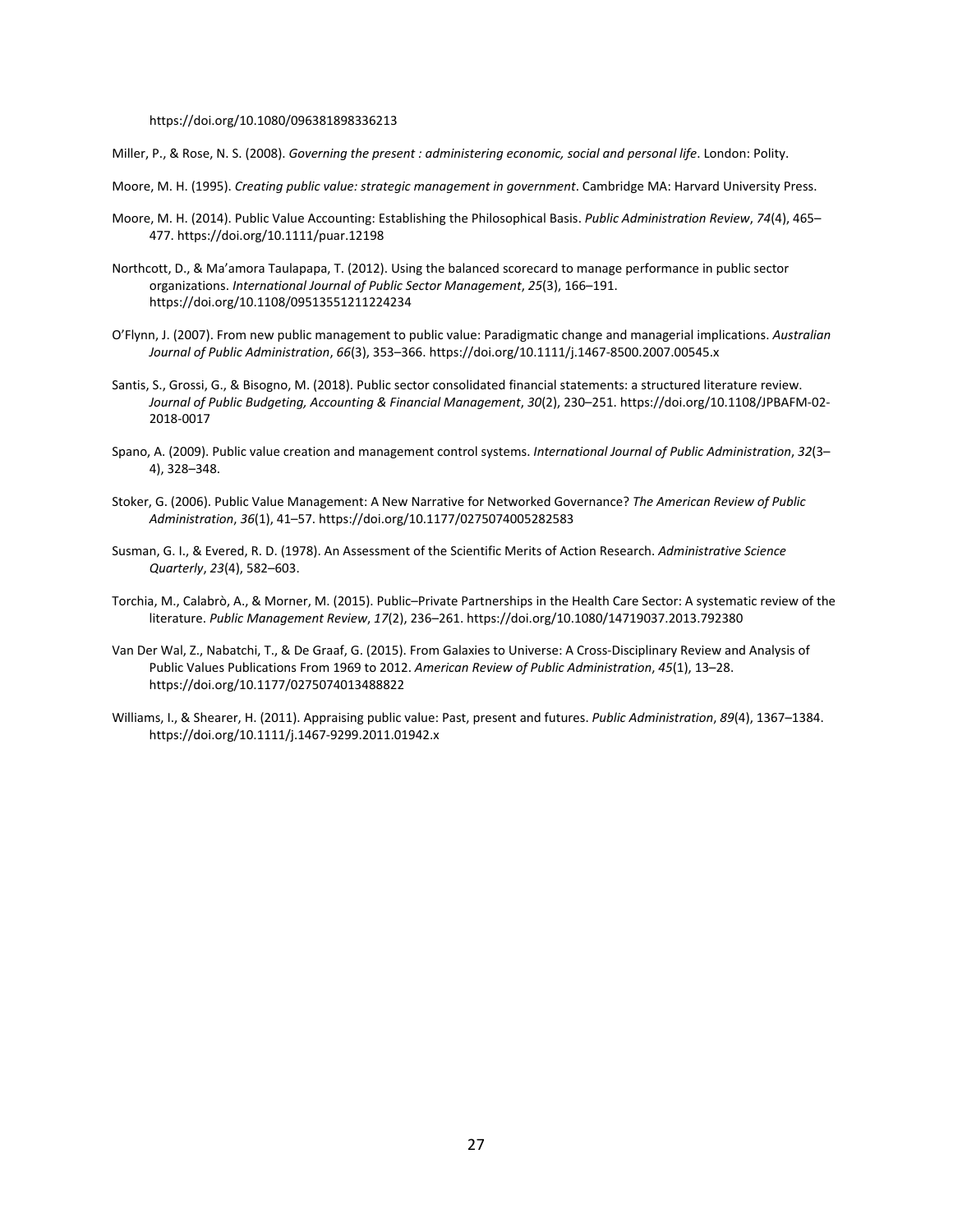https://doi.org/10.1080/096381898336213

Miller, P., & Rose, N. S. (2008). *Governing the present : administering economic, social and personal life*. London: Polity.

Moore, M. H. (1995). *Creating public value: strategic management in government*. Cambridge MA: Harvard University Press.

Moore, M. H. (2014). Public Value Accounting: Establishing the Philosophical Basis. *Public Administration Review*, *74*(4), 465–477. https://doi.org/10.1111/puar.12198

Northcott, D., & Ma'amora Taulapapa, T. (2012). Using the balanced scorecard to manage performance in public sector organizations. *International Journal of Public Sector Management*, *25*(3), 166–191. https://doi.org/10.1108/09513551211224234

O'Flynn, J. (2007). From new public management to public value: Paradigmatic change and managerial implications. *Australian Journal of Public Administration*, *66*(3), 353–366. https://doi.org/10.1111/j.1467-8500.2007.00545.x

Santis, S., Grossi, G., & Bisogno, M. (2018). Public sector consolidated financial statements: a structured literature review. *Journal of Public Budgeting, Accounting & Financial Management*, *30*(2), 230–251. https://doi.org/10.1108/JPBAFM-02-2018-0017

Spano, A. (2009). Public value creation and management control systems. *International Journal of Public Administration*, *32*(3–4), 328–348.

Stoker, G. (2006). Public Value Management: A New Narrative for Networked Governance? *The American Review of Public Administration*, *36*(1), 41–57. https://doi.org/10.1177/0275074005282583

Susman, G. I., & Evered, R. D. (1978). An Assessment of the Scientific Merits of Action Research. *Administrative Science Quarterly*, *23*(4), 582–603.

Torchia, M., Calabrò, A., & Morner, M. (2015). Public–Private Partnerships in the Health Care Sector: A systematic review of the literature. *Public Management Review*, *17*(2), 236–261. https://doi.org/10.1080/14719037.2013.792380

Van Der Wal, Z., Nabatchi, T., & De Graaf, G. (2015). From Galaxies to Universe: A Cross-Disciplinary Review and Analysis of Public Values Publications From 1969 to 2012. *American Review of Public Administration*, *45*(1), 13–28. https://doi.org/10.1177/0275074013488822

Williams, I., & Shearer, H. (2011). Appraising public value: Past, present and futures. *Public Administration*, *89*(4), 1367–1384. https://doi.org/10.1111/j.1467-9299.2011.01942.x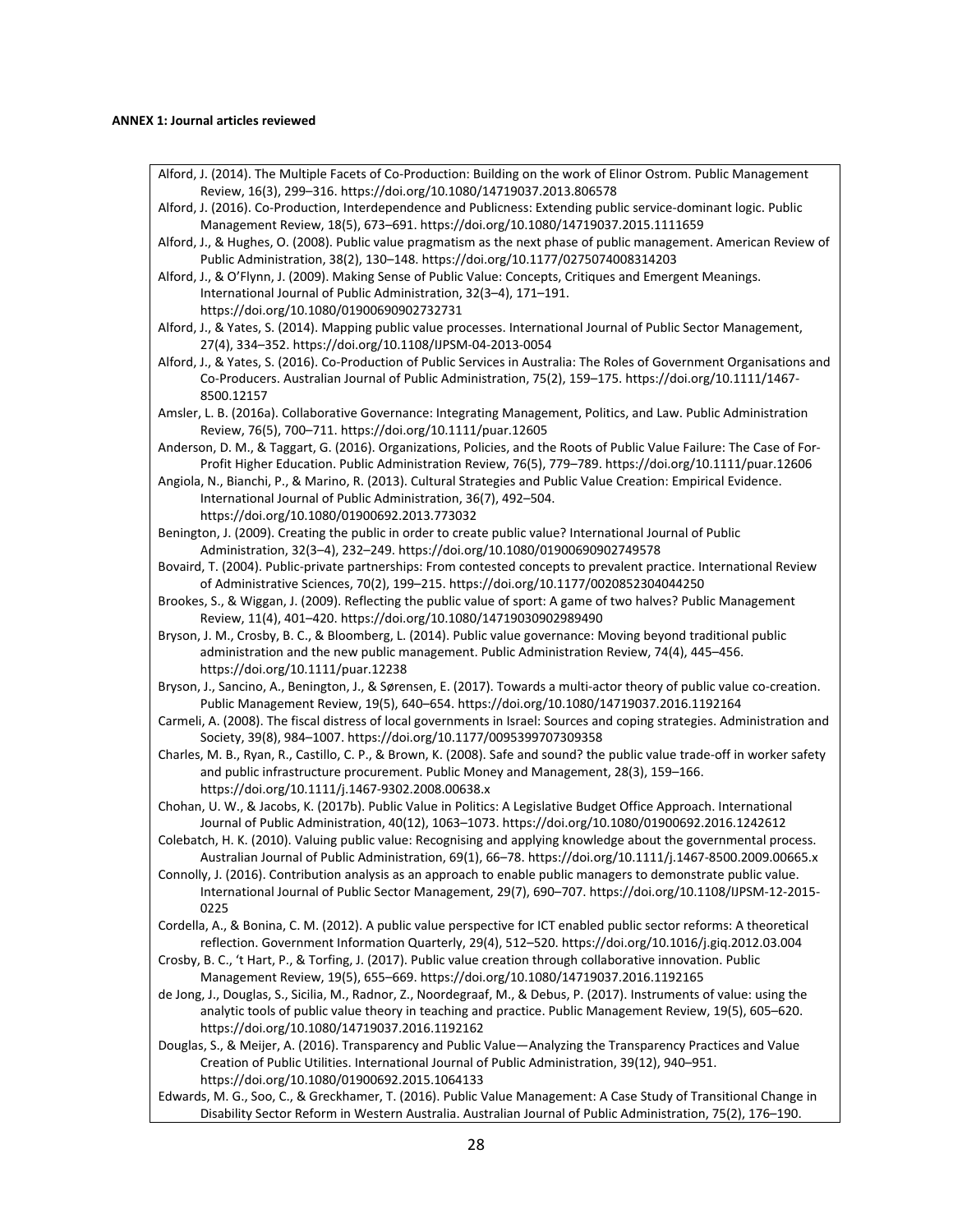**ANNEX 1: Journal articles reviewed**

Alford, J. (2014). The Multiple Facets of Co-Production: Building on the work of Elinor Ostrom. Public Management Review, 16(3), 299–316. https://doi.org/10.1080/14719037.2013.806578

Alford, J. (2016). Co-Production, Interdependence and Publicness: Extending public service-dominant logic. Public Management Review, 18(5), 673–691. https://doi.org/10.1080/14719037.2015.1111659

Alford, J., & Hughes, O. (2008). Public value pragmatism as the next phase of public management. American Review of Public Administration, 38(2), 130–148. https://doi.org/10.1177/0275074008314203

Alford, J., & O'Flynn, J. (2009). Making Sense of Public Value: Concepts, Critiques and Emergent Meanings. International Journal of Public Administration, 32(3–4), 171–191. https://doi.org/10.1080/01900690902732731

Alford, J., & Yates, S. (2014). Mapping public value processes. International Journal of Public Sector Management, 27(4), 334–352. https://doi.org/10.1108/IJPSM-04-2013-0054

Alford, J., & Yates, S. (2016). Co-Production of Public Services in Australia: The Roles of Government Organisations and Co-Producers. Australian Journal of Public Administration, 75(2), 159–175. https://doi.org/10.1111/1467-8500.12157

Amsler, L. B. (2016a). Collaborative Governance: Integrating Management, Politics, and Law. Public Administration Review, 76(5), 700–711. https://doi.org/10.1111/puar.12605

Anderson, D. M., & Taggart, G. (2016). Organizations, Policies, and the Roots of Public Value Failure: The Case of For-Profit Higher Education. Public Administration Review, 76(5), 779–789. https://doi.org/10.1111/puar.12606

Angiola, N., Bianchi, P., & Marino, R. (2013). Cultural Strategies and Public Value Creation: Empirical Evidence. International Journal of Public Administration, 36(7), 492–504. https://doi.org/10.1080/01900692.2013.773032

Benington, J. (2009). Creating the public in order to create public value? International Journal of Public Administration, 32(3–4), 232–249. https://doi.org/10.1080/01900690902749578

Bovaird, T. (2004). Public-private partnerships: From contested concepts to prevalent practice. International Review of Administrative Sciences, 70(2), 199–215. https://doi.org/10.1177/0020852304044250

Brookes, S., & Wiggan, J. (2009). Reflecting the public value of sport: A game of two halves? Public Management Review, 11(4), 401–420. https://doi.org/10.1080/14719030902989490

Bryson, J. M., Crosby, B. C., & Bloomberg, L. (2014). Public value governance: Moving beyond traditional public administration and the new public management. Public Administration Review, 74(4), 445–456. https://doi.org/10.1111/puar.12238

Bryson, J., Sancino, A., Benington, J., & Sørensen, E. (2017). Towards a multi-actor theory of public value co-creation. Public Management Review, 19(5), 640–654. https://doi.org/10.1080/14719037.2016.1192164

Carmeli, A. (2008). The fiscal distress of local governments in Israel: Sources and coping strategies. Administration and Society, 39(8), 984–1007. https://doi.org/10.1177/0095399707309358

Charles, M. B., Ryan, R., Castillo, C. P., & Brown, K. (2008). Safe and sound? the public value trade-off in worker safety and public infrastructure procurement. Public Money and Management, 28(3), 159–166. https://doi.org/10.1111/j.1467-9302.2008.00638.x

Chohan, U. W., & Jacobs, K. (2017b). Public Value in Politics: A Legislative Budget Office Approach. International Journal of Public Administration, 40(12), 1063–1073. https://doi.org/10.1080/01900692.2016.1242612

Colebatch, H. K. (2010). Valuing public value: Recognising and applying knowledge about the governmental process. Australian Journal of Public Administration, 69(1), 66–78. https://doi.org/10.1111/j.1467-8500.2009.00665.x

Connolly, J. (2016). Contribution analysis as an approach to enable public managers to demonstrate public value. International Journal of Public Sector Management, 29(7), 690–707. https://doi.org/10.1108/IJPSM-12-2015-0225

Cordella, A., & Bonina, C. M. (2012). A public value perspective for ICT enabled public sector reforms: A theoretical reflection. Government Information Quarterly, 29(4), 512–520. https://doi.org/10.1016/j.giq.2012.03.004

Crosby, B. C., 't Hart, P., & Torfing, J. (2017). Public value creation through collaborative innovation. Public Management Review, 19(5), 655–669. https://doi.org/10.1080/14719037.2016.1192165

de Jong, J., Douglas, S., Sicilia, M., Radnor, Z., Noordegraaf, M., & Debus, P. (2017). Instruments of value: using the analytic tools of public value theory in teaching and practice. Public Management Review, 19(5), 605–620. https://doi.org/10.1080/14719037.2016.1192162

Douglas, S., & Meijer, A. (2016). Transparency and Public Value—Analyzing the Transparency Practices and Value Creation of Public Utilities. International Journal of Public Administration, 39(12), 940–951. https://doi.org/10.1080/01900692.2015.1064133

Edwards, M. G., Soo, C., & Greckhamer, T. (2016). Public Value Management: A Case Study of Transitional Change in Disability Sector Reform in Western Australia. Australian Journal of Public Administration, 75(2), 176–190.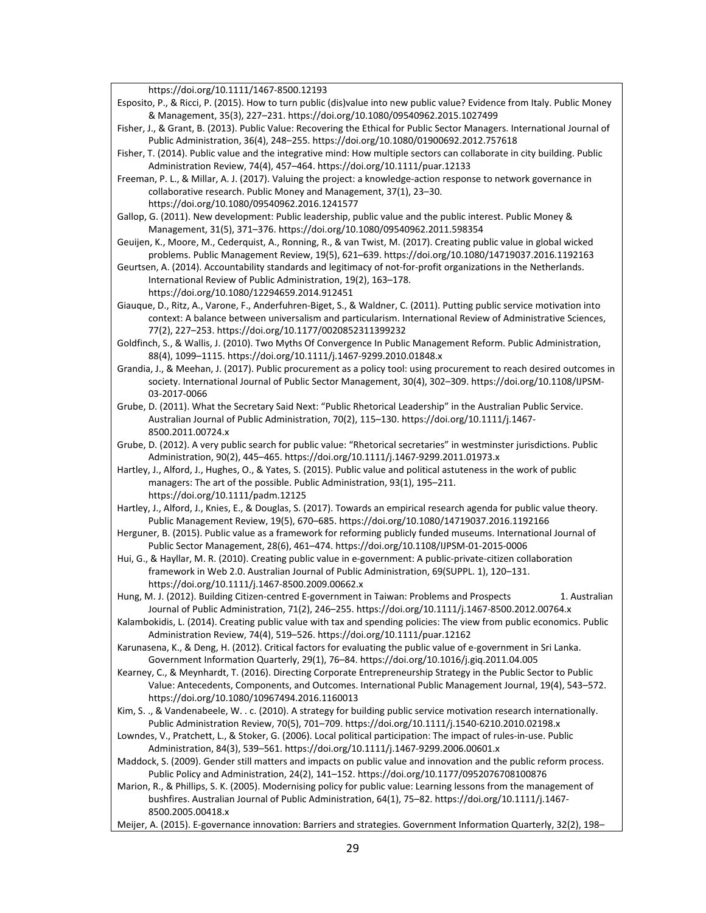https://doi.org/10.1111/1467-8500.12193

Esposito, P., & Ricci, P. (2015). How to turn public (dis)value into new public value? Evidence from Italy. Public Money & Management, 35(3), 227–231. https://doi.org/10.1080/09540962.2015.1027499

Fisher, J., & Grant, B. (2013). Public Value: Recovering the Ethical for Public Sector Managers. International Journal of Public Administration, 36(4), 248–255. https://doi.org/10.1080/01900692.2012.757618

Fisher, T. (2014). Public value and the integrative mind: How multiple sectors can collaborate in city building. Public Administration Review, 74(4), 457–464. https://doi.org/10.1111/puar.12133

Freeman, P. L., & Millar, A. J. (2017). Valuing the project: a knowledge-action response to network governance in collaborative research. Public Money and Management, 37(1), 23–30. https://doi.org/10.1080/09540962.2016.1241577

Gallop, G. (2011). New development: Public leadership, public value and the public interest. Public Money & Management, 31(5), 371–376. https://doi.org/10.1080/09540962.2011.598354

Geuijen, K., Moore, M., Cederquist, A., Ronning, R., & van Twist, M. (2017). Creating public value in global wicked problems. Public Management Review, 19(5), 621–639. https://doi.org/10.1080/14719037.2016.1192163

Geurtsen, A. (2014). Accountability standards and legitimacy of not-for-profit organizations in the Netherlands. International Review of Public Administration, 19(2), 163–178. https://doi.org/10.1080/12294659.2014.912451

Giauque, D., Ritz, A., Varone, F., Anderfuhren-Biget, S., & Waldner, C. (2011). Putting public service motivation into context: A balance between universalism and particularism. International Review of Administrative Sciences, 77(2), 227–253. https://doi.org/10.1177/0020852311399232

Goldfinch, S., & Wallis, J. (2010). Two Myths Of Convergence In Public Management Reform. Public Administration, 88(4), 1099–1115. https://doi.org/10.1111/j.1467-9299.2010.01848.x

Grandia, J., & Meehan, J. (2017). Public procurement as a policy tool: using procurement to reach desired outcomes in society. International Journal of Public Sector Management, 30(4), 302–309. https://doi.org/10.1108/IJPSM-03-2017-0066

Grube, D. (2011). What the Secretary Said Next: "Public Rhetorical Leadership" in the Australian Public Service. Australian Journal of Public Administration, 70(2), 115–130. https://doi.org/10.1111/j.1467-8500.2011.00724.x

Grube, D. (2012). A very public search for public value: "Rhetorical secretaries" in westminster jurisdictions. Public Administration, 90(2), 445–465. https://doi.org/10.1111/j.1467-9299.2011.01973.x

Hartley, J., Alford, J., Hughes, O., & Yates, S. (2015). Public value and political astuteness in the work of public managers: The art of the possible. Public Administration, 93(1), 195–211. https://doi.org/10.1111/padm.12125

Hartley, J., Alford, J., Knies, E., & Douglas, S. (2017). Towards an empirical research agenda for public value theory. Public Management Review, 19(5), 670–685. https://doi.org/10.1080/14719037.2016.1192166

Herguner, B. (2015). Public value as a framework for reforming publicly funded museums. International Journal of Public Sector Management, 28(6), 461–474. https://doi.org/10.1108/IJPSM-01-2015-0006

Hui, G., & Hayllar, M. R. (2010). Creating public value in e-government: A public-private-citizen collaboration framework in Web 2.0. Australian Journal of Public Administration, 69(SUPPL. 1), 120–131. https://doi.org/10.1111/j.1467-8500.2009.00662.x

Hung, M. J. (2012). Building Citizen-centred E-government in Taiwan: Problems and Prospects 1. Australian Journal of Public Administration, 71(2), 246–255. https://doi.org/10.1111/j.1467-8500.2012.00764.x

Kalambokidis, L. (2014). Creating public value with tax and spending policies: The view from public economics. Public Administration Review, 74(4), 519–526. https://doi.org/10.1111/puar.12162

Karunasena, K., & Deng, H. (2012). Critical factors for evaluating the public value of e-government in Sri Lanka. Government Information Quarterly, 29(1), 76–84. https://doi.org/10.1016/j.giq.2011.04.005

Kearney, C., & Meynhardt, T. (2016). Directing Corporate Entrepreneurship Strategy in the Public Sector to Public Value: Antecedents, Components, and Outcomes. International Public Management Journal, 19(4), 543–572. https://doi.org/10.1080/10967494.2016.1160013

Kim, S. ., & Vandenabeele, W. . c. (2010). A strategy for building public service motivation research internationally. Public Administration Review, 70(5), 701–709. https://doi.org/10.1111/j.1540-6210.2010.02198.x

Lowndes, V., Pratchett, L., & Stoker, G. (2006). Local political participation: The impact of rules-in-use. Public Administration, 84(3), 539–561. https://doi.org/10.1111/j.1467-9299.2006.00601.x

Maddock, S. (2009). Gender still matters and impacts on public value and innovation and the public reform process. Public Policy and Administration, 24(2), 141–152. https://doi.org/10.1177/0952076708100876

Marion, R., & Phillips, S. K. (2005). Modernising policy for public value: Learning lessons from the management of bushfires. Australian Journal of Public Administration, 64(1), 75–82. https://doi.org/10.1111/j.1467-8500.2005.00418.x

Meijer, A. (2015). E-governance innovation: Barriers and strategies. Government Information Quarterly, 32(2), 198–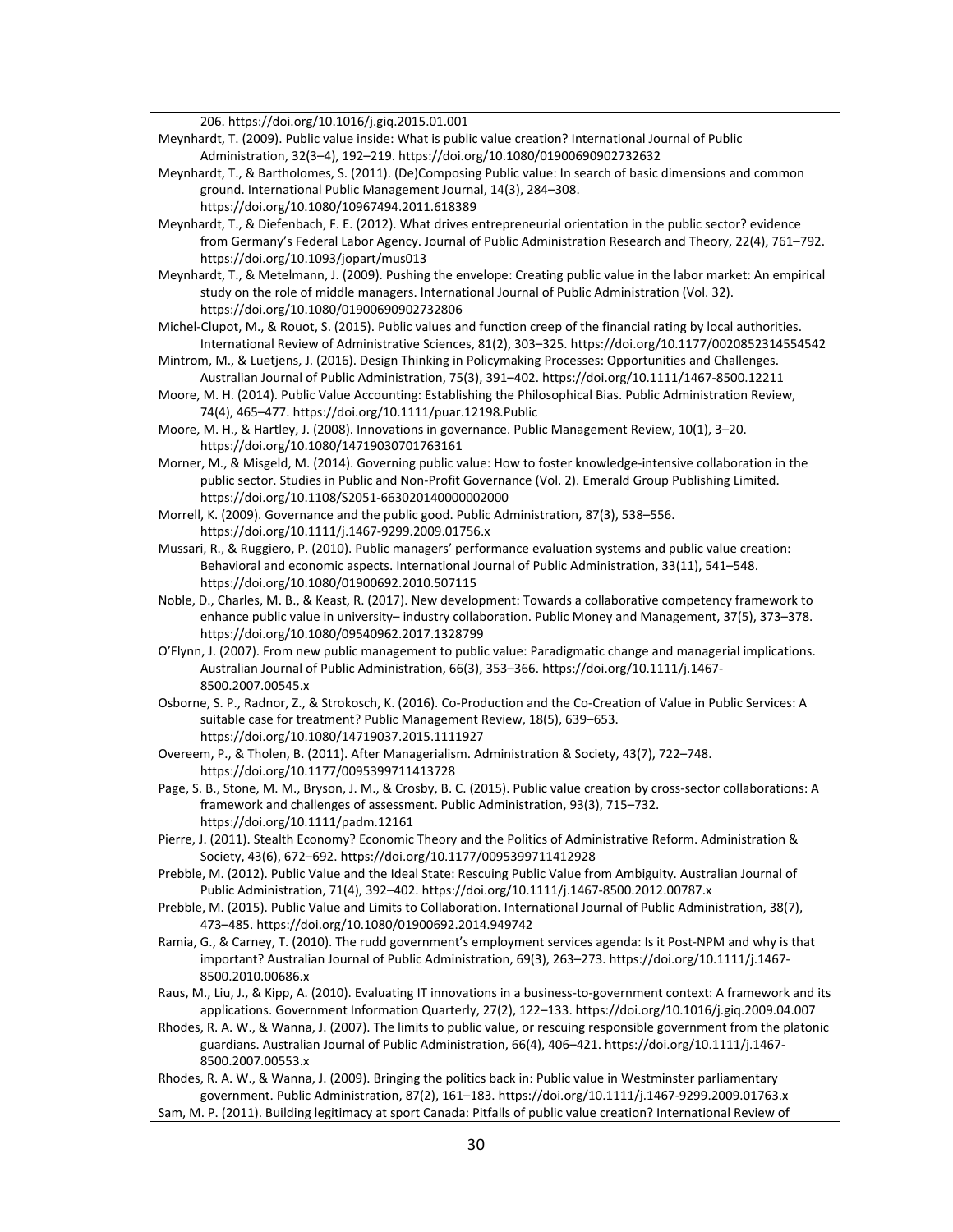206. https://doi.org/10.1016/j.giq.2015.01.001

Meynhardt, T. (2009). Public value inside: What is public value creation? International Journal of Public Administration, 32(3–4), 192–219. https://doi.org/10.1080/01900690902732632

Meynhardt, T., & Bartholomes, S. (2011). (De)Composing Public value: In search of basic dimensions and common ground. International Public Management Journal, 14(3), 284–308. https://doi.org/10.1080/10967494.2011.618389

Meynhardt, T., & Diefenbach, F. E. (2012). What drives entrepreneurial orientation in the public sector? evidence from Germany's Federal Labor Agency. Journal of Public Administration Research and Theory, 22(4), 761–792. https://doi.org/10.1093/jopart/mus013

Meynhardt, T., & Metelmann, J. (2009). Pushing the envelope: Creating public value in the labor market: An empirical study on the role of middle managers. International Journal of Public Administration (Vol. 32). https://doi.org/10.1080/01900690902732806

Michel-Clupot, M., & Rouot, S. (2015). Public values and function creep of the financial rating by local authorities. International Review of Administrative Sciences, 81(2), 303–325. https://doi.org/10.1177/0020852314554542

Mintrom, M., & Luetjens, J. (2016). Design Thinking in Policymaking Processes: Opportunities and Challenges. Australian Journal of Public Administration, 75(3), 391–402. https://doi.org/10.1111/1467-8500.12211

Moore, M. H. (2014). Public Value Accounting: Establishing the Philosophical Bias. Public Administration Review, 74(4), 465–477. https://doi.org/10.1111/puar.12198.Public

Moore, M. H., & Hartley, J. (2008). Innovations in governance. Public Management Review, 10(1), 3–20. https://doi.org/10.1080/14719030701763161

Morner, M., & Misgeld, M. (2014). Governing public value: How to foster knowledge-intensive collaboration in the public sector. Studies in Public and Non-Profit Governance (Vol. 2). Emerald Group Publishing Limited. https://doi.org/10.1108/S2051-663020140000002000

Morrell, K. (2009). Governance and the public good. Public Administration, 87(3), 538–556. https://doi.org/10.1111/j.1467-9299.2009.01756.x

Mussari, R., & Ruggiero, P. (2010). Public managers' performance evaluation systems and public value creation: Behavioral and economic aspects. International Journal of Public Administration, 33(11), 541–548. https://doi.org/10.1080/01900692.2010.507115

Noble, D., Charles, M. B., & Keast, R. (2017). New development: Towards a collaborative competency framework to enhance public value in university– industry collaboration. Public Money and Management, 37(5), 373–378. https://doi.org/10.1080/09540962.2017.1328799

O'Flynn, J. (2007). From new public management to public value: Paradigmatic change and managerial implications. Australian Journal of Public Administration, 66(3), 353–366. https://doi.org/10.1111/j.1467-8500.2007.00545.x

Osborne, S. P., Radnor, Z., & Strokosch, K. (2016). Co-Production and the Co-Creation of Value in Public Services: A suitable case for treatment? Public Management Review, 18(5), 639–653. https://doi.org/10.1080/14719037.2015.1111927

Overeem, P., & Tholen, B. (2011). After Managerialism. Administration & Society, 43(7), 722–748. https://doi.org/10.1177/0095399711413728

Page, S. B., Stone, M. M., Bryson, J. M., & Crosby, B. C. (2015). Public value creation by cross-sector collaborations: A framework and challenges of assessment. Public Administration, 93(3), 715–732. https://doi.org/10.1111/padm.12161

Pierre, J. (2011). Stealth Economy? Economic Theory and the Politics of Administrative Reform. Administration & Society, 43(6), 672–692. https://doi.org/10.1177/0095399711412928

Prebble, M. (2012). Public Value and the Ideal State: Rescuing Public Value from Ambiguity. Australian Journal of Public Administration, 71(4), 392–402. https://doi.org/10.1111/j.1467-8500.2012.00787.x

Prebble, M. (2015). Public Value and Limits to Collaboration. International Journal of Public Administration, 38(7), 473–485. https://doi.org/10.1080/01900692.2014.949742

Ramia, G., & Carney, T. (2010). The rudd government's employment services agenda: Is it Post-NPM and why is that important? Australian Journal of Public Administration, 69(3), 263–273. https://doi.org/10.1111/j.1467-8500.2010.00686.x

Raus, M., Liu, J., & Kipp, A. (2010). Evaluating IT innovations in a business-to-government context: A framework and its applications. Government Information Quarterly, 27(2), 122–133. https://doi.org/10.1016/j.giq.2009.04.007

Rhodes, R. A. W., & Wanna, J. (2007). The limits to public value, or rescuing responsible government from the platonic guardians. Australian Journal of Public Administration, 66(4), 406–421. https://doi.org/10.1111/j.1467-8500.2007.00553.x

Rhodes, R. A. W., & Wanna, J. (2009). Bringing the politics back in: Public value in Westminster parliamentary government. Public Administration, 87(2), 161–183. https://doi.org/10.1111/j.1467-9299.2009.01763.x

Sam, M. P. (2011). Building legitimacy at sport Canada: Pitfalls of public value creation? International Review of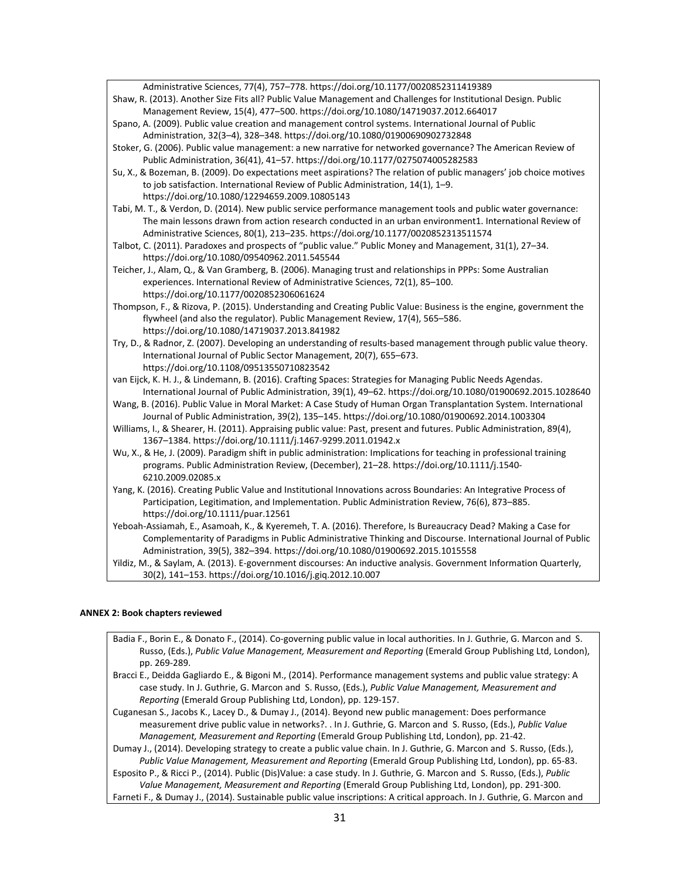Administrative Sciences, 77(4), 757–778. https://doi.org/10.1177/0020852311419389

Shaw, R. (2013). Another Size Fits all? Public Value Management and Challenges for Institutional Design. Public Management Review, 15(4), 477–500. https://doi.org/10.1080/14719037.2012.664017

Spano, A. (2009). Public value creation and management control systems. International Journal of Public Administration, 32(3–4), 328–348. https://doi.org/10.1080/01900690902732848

Stoker, G. (2006). Public value management: a new narrative for networked governance? The American Review of Public Administration, 36(41), 41–57. https://doi.org/10.1177/0275074005282583

Su, X., & Bozeman, B. (2009). Do expectations meet aspirations? The relation of public managers' job choice motives to job satisfaction. International Review of Public Administration, 14(1), 1–9. https://doi.org/10.1080/12294659.2009.10805143

Tabi, M. T., & Verdon, D. (2014). New public service performance management tools and public water governance: The main lessons drawn from action research conducted in an urban environment1. International Review of Administrative Sciences, 80(1), 213–235. https://doi.org/10.1177/0020852313511574

Talbot, C. (2011). Paradoxes and prospects of "public value." Public Money and Management, 31(1), 27–34. https://doi.org/10.1080/09540962.2011.545544

Teicher, J., Alam, Q., & Van Gramberg, B. (2006). Managing trust and relationships in PPPs: Some Australian experiences. International Review of Administrative Sciences, 72(1), 85–100. https://doi.org/10.1177/0020852306061624

Thompson, F., & Rizova, P. (2015). Understanding and Creating Public Value: Business is the engine, government the flywheel (and also the regulator). Public Management Review, 17(4), 565–586. https://doi.org/10.1080/14719037.2013.841982

Try, D., & Radnor, Z. (2007). Developing an understanding of results-based management through public value theory. International Journal of Public Sector Management, 20(7), 655–673. https://doi.org/10.1108/09513550710823542

van Eijck, K. H. J., & Lindemann, B. (2016). Crafting Spaces: Strategies for Managing Public Needs Agendas. International Journal of Public Administration, 39(1), 49–62. https://doi.org/10.1080/01900692.2015.1028640

Wang, B. (2016). Public Value in Moral Market: A Case Study of Human Organ Transplantation System. International Journal of Public Administration, 39(2), 135–145. https://doi.org/10.1080/01900692.2014.1003304

Williams, I., & Shearer, H. (2011). Appraising public value: Past, present and futures. Public Administration, 89(4), 1367–1384. https://doi.org/10.1111/j.1467-9299.2011.01942.x

Wu, X., & He, J. (2009). Paradigm shift in public administration: Implications for teaching in professional training programs. Public Administration Review, (December), 21–28. https://doi.org/10.1111/j.1540-6210.2009.02085.x

Yang, K. (2016). Creating Public Value and Institutional Innovations across Boundaries: An Integrative Process of Participation, Legitimation, and Implementation. Public Administration Review, 76(6), 873–885. https://doi.org/10.1111/puar.12561

Yeboah-Assiamah, E., Asamoah, K., & Kyeremeh, T. A. (2016). Therefore, Is Bureaucracy Dead? Making a Case for Complementarity of Paradigms in Public Administrative Thinking and Discourse. International Journal of Public Administration, 39(5), 382–394. https://doi.org/10.1080/01900692.2015.1015558

Yildiz, M., & Saylam, A. (2013). E-government discourses: An inductive analysis. Government Information Quarterly, 30(2), 141–153. https://doi.org/10.1016/j.giq.2012.10.007

**ANNEX 2: Book chapters reviewed**

Badia F., Borin E., & Donato F., (2014). Co-governing public value in local authorities. In J. Guthrie, G. Marcon and S. Russo, (Eds.), *Public Value Management, Measurement and Reporting* (Emerald Group Publishing Ltd, London), pp. 269-289.

Bracci E., Deidda Gagliardo E., & Bigoni M., (2014). Performance management systems and public value strategy: A case study. In J. Guthrie, G. Marcon and S. Russo, (Eds.), *Public Value Management, Measurement and Reporting* (Emerald Group Publishing Ltd, London), pp. 129-157.

Cuganesan S., Jacobs K., Lacey D., & Dumay J., (2014). Beyond new public management: Does performance measurement drive public value in networks?. . In J. Guthrie, G. Marcon and S. Russo, (Eds.), *Public Value Management, Measurement and Reporting* (Emerald Group Publishing Ltd, London), pp. 21-42.

Dumay J., (2014). Developing strategy to create a public value chain. In J. Guthrie, G. Marcon and S. Russo, (Eds.), *Public Value Management, Measurement and Reporting* (Emerald Group Publishing Ltd, London), pp. 65-83.

Esposito P., & Ricci P., (2014). Public (Dis)Value: a case study. In J. Guthrie, G. Marcon and S. Russo, (Eds.), *Public Value Management, Measurement and Reporting* (Emerald Group Publishing Ltd, London), pp. 291-300.

Farneti F., & Dumay J., (2014). Sustainable public value inscriptions: A critical approach. In J. Guthrie, G. Marcon and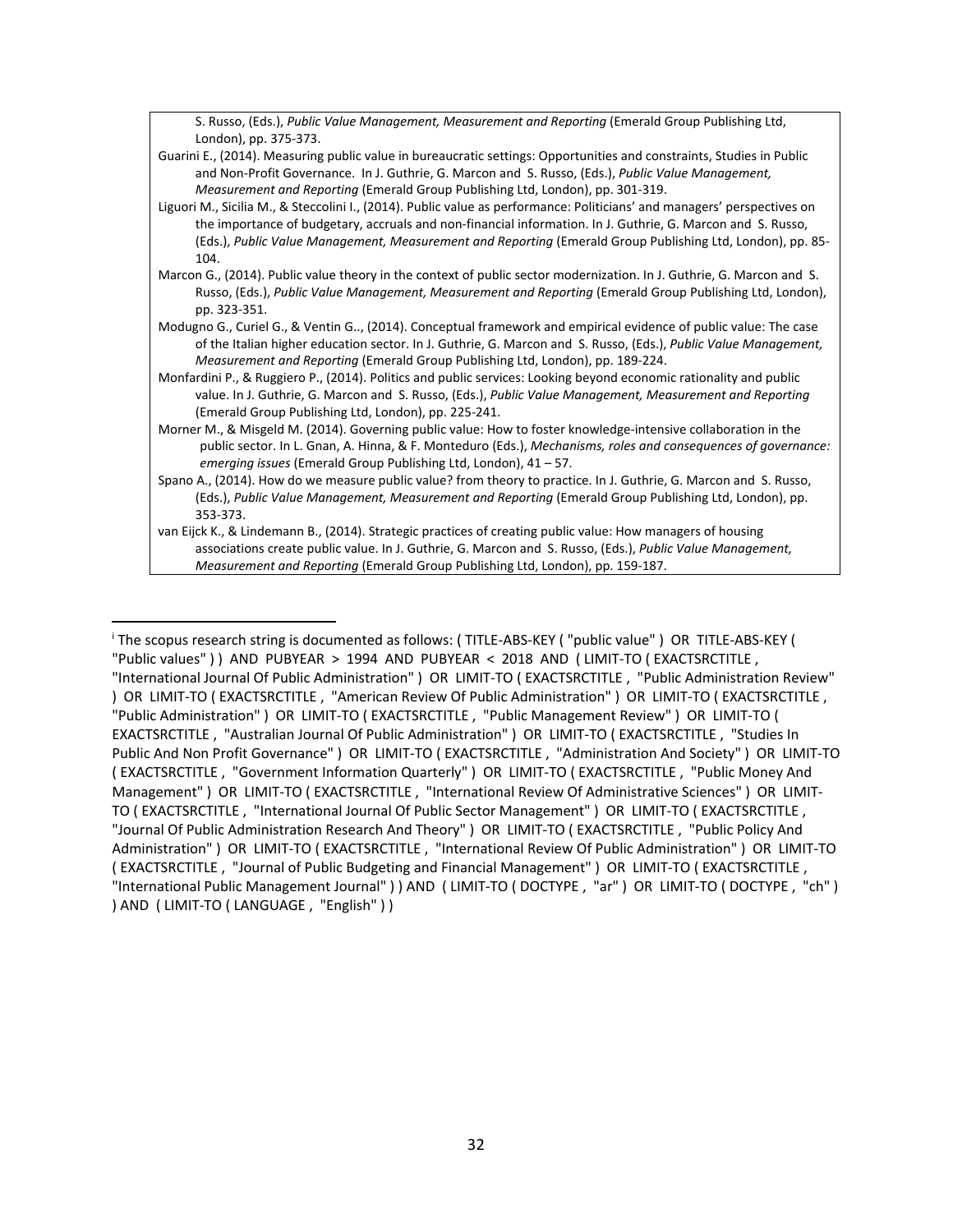S. Russo, (Eds.), *Public Value Management, Measurement and Reporting* (Emerald Group Publishing Ltd, London), pp. 375-373.

Guarini E., (2014). Measuring public value in bureaucratic settings: Opportunities and constraints, Studies in Public and Non-Profit Governance. In J. Guthrie, G. Marcon and S. Russo, (Eds.), *Public Value Management, Measurement and Reporting* (Emerald Group Publishing Ltd, London), pp. 301-319.

Liguori M., Sicilia M., & Steccolini I., (2014). Public value as performance: Politicians' and managers' perspectives on the importance of budgetary, accruals and non-financial information. In J. Guthrie, G. Marcon and S. Russo, (Eds.), *Public Value Management, Measurement and Reporting* (Emerald Group Publishing Ltd, London), pp. 85-104.

Marcon G., (2014). Public value theory in the context of public sector modernization. In J. Guthrie, G. Marcon and S. Russo, (Eds.), *Public Value Management, Measurement and Reporting* (Emerald Group Publishing Ltd, London), pp. 323-351.

Modugno G., Curiel G., & Ventin G.., (2014). Conceptual framework and empirical evidence of public value: The case of the Italian higher education sector. In J. Guthrie, G. Marcon and S. Russo, (Eds.), *Public Value Management, Measurement and Reporting* (Emerald Group Publishing Ltd, London), pp. 189-224.

Monfardini P., & Ruggiero P., (2014). Politics and public services: Looking beyond economic rationality and public value. In J. Guthrie, G. Marcon and S. Russo, (Eds.), *Public Value Management, Measurement and Reporting* (Emerald Group Publishing Ltd, London), pp. 225-241.

Morner M., & Misgeld M. (2014). Governing public value: How to foster knowledge-intensive collaboration in the public sector. In L. Gnan, A. Hinna, & F. Monteduro (Eds.), *Mechanisms, roles and consequences of governance: emerging issues* (Emerald Group Publishing Ltd, London), 41 – 57.

Spano A., (2014). How do we measure public value? from theory to practice. In J. Guthrie, G. Marcon and S. Russo, (Eds.), *Public Value Management, Measurement and Reporting* (Emerald Group Publishing Ltd, London), pp. 353-373.

van Eijck K., & Lindemann B., (2014). Strategic practices of creating public value: How managers of housing associations create public value. In J. Guthrie, G. Marcon and S. Russo, (Eds.), *Public Value Management, Measurement and Reporting* (Emerald Group Publishing Ltd, London), pp. 159-187.

---

[i] The scopus research string is documented as follows: ( TITLE-ABS-KEY ( "public value" ) OR TITLE-ABS-KEY ( "Public values" ) ) AND PUBYEAR > 1994 AND PUBYEAR < 2018 AND ( LIMIT-TO ( EXACTSRCTITLE , "International Journal Of Public Administration" ) OR LIMIT-TO ( EXACTSRCTITLE , "Public Administration Review" ) OR LIMIT-TO ( EXACTSRCTITLE , "American Review Of Public Administration" ) OR LIMIT-TO ( EXACTSRCTITLE , "Public Administration" ) OR LIMIT-TO ( EXACTSRCTITLE , "Public Management Review" ) OR LIMIT-TO ( EXACTSRCTITLE , "Australian Journal Of Public Administration" ) OR LIMIT-TO ( EXACTSRCTITLE , "Studies In Public And Non Profit Governance" ) OR LIMIT-TO ( EXACTSRCTITLE , "Administration And Society" ) OR LIMIT-TO ( EXACTSRCTITLE , "Government Information Quarterly" ) OR LIMIT-TO ( EXACTSRCTITLE , "Public Money And Management" ) OR LIMIT-TO ( EXACTSRCTITLE , "International Review Of Administrative Sciences" ) OR LIMIT-TO ( EXACTSRCTITLE , "International Journal Of Public Sector Management" ) OR LIMIT-TO ( EXACTSRCTITLE , "Journal Of Public Administration Research And Theory" ) OR LIMIT-TO ( EXACTSRCTITLE , "Public Policy And Administration" ) OR LIMIT-TO ( EXACTSRCTITLE , "International Review Of Public Administration" ) OR LIMIT-TO ( EXACTSRCTITLE , "Journal of Public Budgeting and Financial Management" ) OR LIMIT-TO ( EXACTSRCTITLE , "International Public Management Journal" ) ) AND ( LIMIT-TO ( DOCTYPE , "ar" ) OR LIMIT-TO ( DOCTYPE , "ch" ) ) AND ( LIMIT-TO ( LANGUAGE , "English" ) )